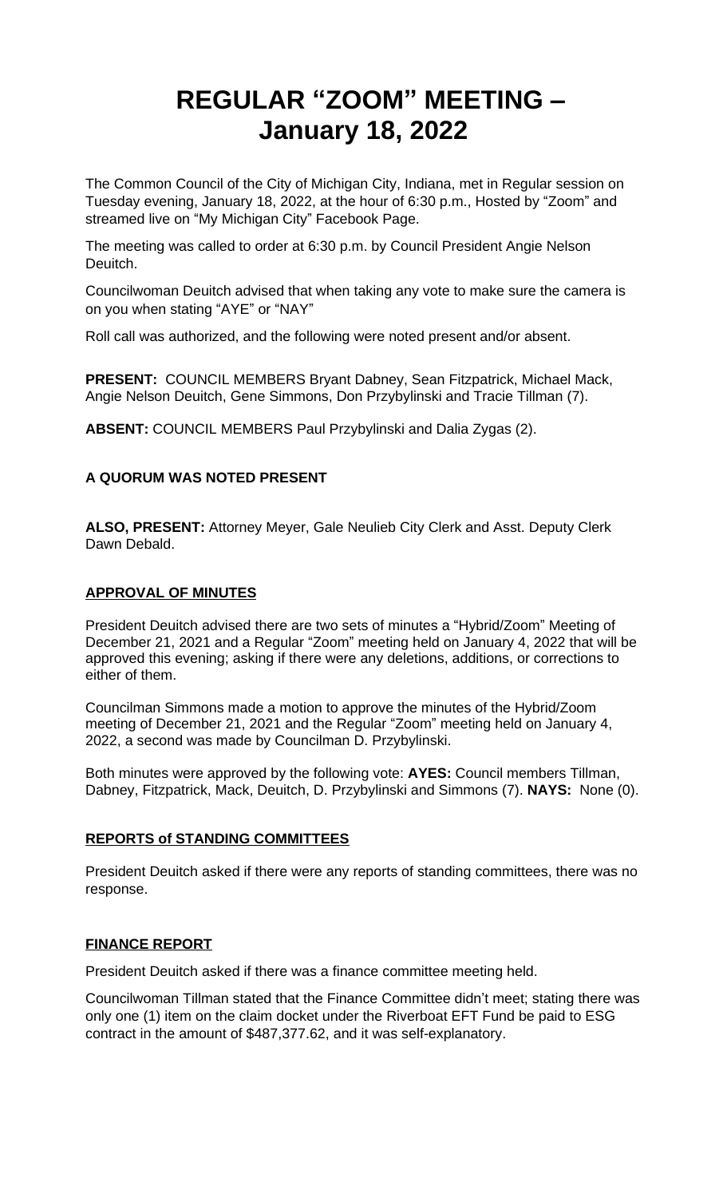# REGULAR "ZOOM" MEETING – January 18, 2022

The Common Council of the City of Michigan City, Indiana, met in Regular session on Tuesday evening, January 18, 2022, at the hour of 6:30 p.m., Hosted by "Zoom" and streamed live on "My Michigan City" Facebook Page.

The meeting was called to order at 6:30 p.m. by Council President Angie Nelson Deuitch.

Councilwoman Deuitch advised that when taking any vote to make sure the camera is on you when stating "AYE" or "NAY"

Roll call was authorized, and the following were noted present and/or absent.

**PRESENT:** COUNCIL MEMBERS Bryant Dabney, Sean Fitzpatrick, Michael Mack, Angie Nelson Deuitch, Gene Simmons, Don Przybylinski and Tracie Tillman (7).

**ABSENT:** COUNCIL MEMBERS Paul Przybylinski and Dalia Zygas (2).

**A QUORUM WAS NOTED PRESENT**

**ALSO, PRESENT:** Attorney Meyer, Gale Neulieb City Clerk and Asst. Deputy Clerk Dawn Debald.

**APPROVAL OF MINUTES**

President Deuitch advised there are two sets of minutes a "Hybrid/Zoom" Meeting of December 21, 2021 and a Regular "Zoom" meeting held on January 4, 2022 that will be approved this evening; asking if there were any deletions, additions, or corrections to either of them.

Councilman Simmons made a motion to approve the minutes of the Hybrid/Zoom meeting of December 21, 2021 and the Regular "Zoom" meeting held on January 4, 2022, a second was made by Councilman D. Przybylinski.

Both minutes were approved by the following vote: **AYES:** Council members Tillman, Dabney, Fitzpatrick, Mack, Deuitch, D. Przybylinski and Simmons (7). **NAYS:** None (0).

**REPORTS of STANDING COMMITTEES**

President Deuitch asked if there were any reports of standing committees, there was no response.

**FINANCE REPORT**

President Deuitch asked if there was a finance committee meeting held.

Councilwoman Tillman stated that the Finance Committee didn't meet; stating there was only one (1) item on the claim docket under the Riverboat EFT Fund be paid to ESG contract in the amount of $487,377.62, and it was self-explanatory.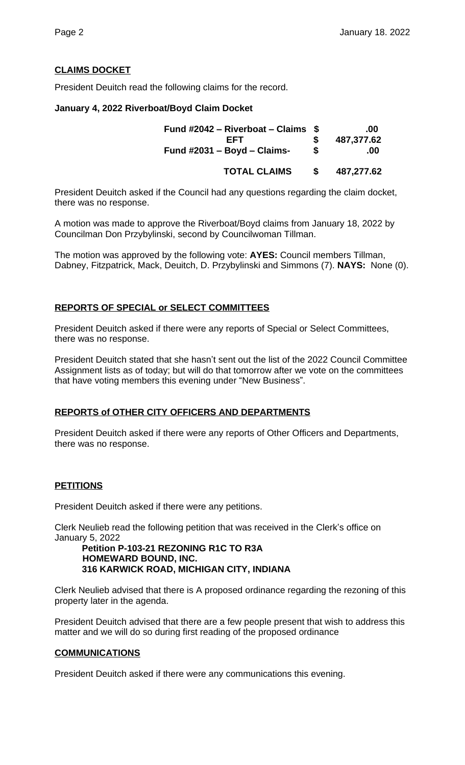## CLAIMS DOCKET

President Deuitch read the following claims for the record.

**January 4, 2022 Riverboat/Boyd Claim Docket**

| | | |
|---|---|---|
| **Fund #2042 – Riverboat – Claims** | **$** | **.00** |
| **EFT** | **$** | **487,377.62** |
| **Fund #2031 – Boyd – Claims-** | **$** | **.00** |
| **TOTAL CLAIMS** | **$** | **487,277.62** |

President Deuitch asked if the Council had any questions regarding the claim docket, there was no response.

A motion was made to approve the Riverboat/Boyd claims from January 18, 2022 by Councilman Don Przybylinski, second by Councilwoman Tillman.

The motion was approved by the following vote: **AYES:** Council members Tillman, Dabney, Fitzpatrick, Mack, Deuitch, D. Przybylinski and Simmons (7). **NAYS:** None (0).

## REPORTS OF SPECIAL or SELECT COMMITTEES

President Deuitch asked if there were any reports of Special or Select Committees, there was no response.

President Deuitch stated that she hasn't sent out the list of the 2022 Council Committee Assignment lists as of today; but will do that tomorrow after we vote on the committees that have voting members this evening under "New Business".

## REPORTS of OTHER CITY OFFICERS AND DEPARTMENTS

President Deuitch asked if there were any reports of Other Officers and Departments, there was no response.

## PETITIONS

President Deuitch asked if there were any petitions.

Clerk Neulieb read the following petition that was received in the Clerk's office on January 5, 2022

**Petition P-103-21 REZONING R1C TO R3A**
**HOMEWARD BOUND, INC.**
**316 KARWICK ROAD, MICHIGAN CITY, INDIANA**

Clerk Neulieb advised that there is A proposed ordinance regarding the rezoning of this property later in the agenda.

President Deuitch advised that there are a few people present that wish to address this matter and we will do so during first reading of the proposed ordinance

## COMMUNICATIONS

President Deuitch asked if there were any communications this evening.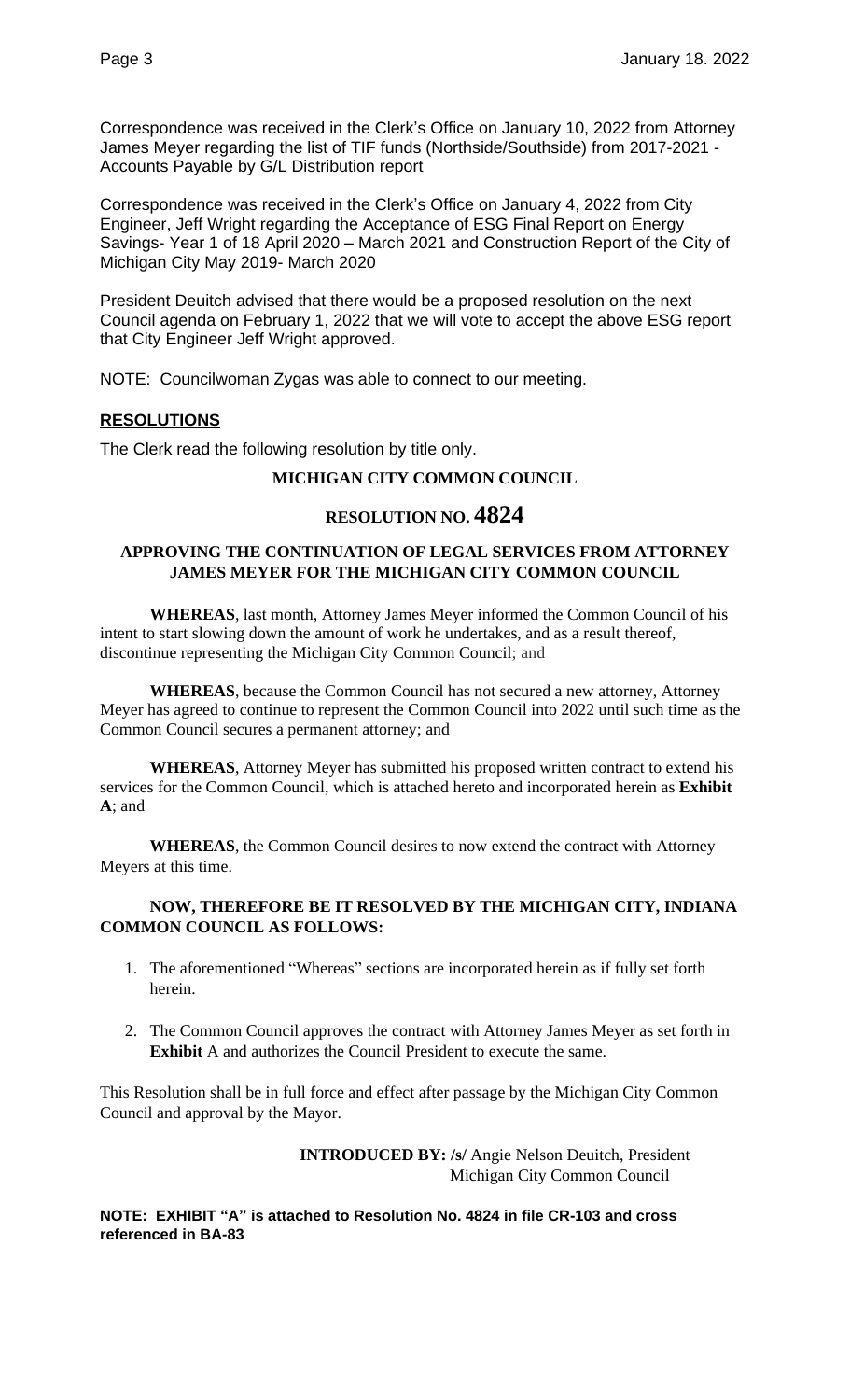Correspondence was received in the Clerk's Office on January 10, 2022 from Attorney James Meyer regarding the list of TIF funds (Northside/Southside) from 2017-2021 - Accounts Payable by G/L Distribution report

Correspondence was received in the Clerk's Office on January 4, 2022 from City Engineer, Jeff Wright regarding the Acceptance of ESG Final Report on Energy Savings- Year 1 of 18 April 2020 – March 2021 and Construction Report of the City of Michigan City May 2019- March 2020

President Deuitch advised that there would be a proposed resolution on the next Council agenda on February 1, 2022 that we will vote to accept the above ESG report that City Engineer Jeff Wright approved.

NOTE: Councilwoman Zygas was able to connect to our meeting.

## RESOLUTIONS

The Clerk read the following resolution by title only.

**MICHIGAN CITY COMMON COUNCIL**

**RESOLUTION NO. 4824**

**APPROVING THE CONTINUATION OF LEGAL SERVICES FROM ATTORNEY JAMES MEYER FOR THE MICHIGAN CITY COMMON COUNCIL**

**WHEREAS**, last month, Attorney James Meyer informed the Common Council of his intent to start slowing down the amount of work he undertakes, and as a result thereof, discontinue representing the Michigan City Common Council; and

**WHEREAS**, because the Common Council has not secured a new attorney, Attorney Meyer has agreed to continue to represent the Common Council into 2022 until such time as the Common Council secures a permanent attorney; and

**WHEREAS**, Attorney Meyer has submitted his proposed written contract to extend his services for the Common Council, which is attached hereto and incorporated herein as **Exhibit A**; and

**WHEREAS**, the Common Council desires to now extend the contract with Attorney Meyers at this time.

**NOW, THEREFORE BE IT RESOLVED BY THE MICHIGAN CITY, INDIANA COMMON COUNCIL AS FOLLOWS:**

1. The aforementioned "Whereas" sections are incorporated herein as if fully set forth herein.
2. The Common Council approves the contract with Attorney James Meyer as set forth in **Exhibit** A and authorizes the Council President to execute the same.

This Resolution shall be in full force and effect after passage by the Michigan City Common Council and approval by the Mayor.

**INTRODUCED BY:** /s/ Angie Nelson Deuitch, President
Michigan City Common Council

**NOTE: EXHIBIT "A" is attached to Resolution No. 4824 in file CR-103 and cross referenced in BA-83**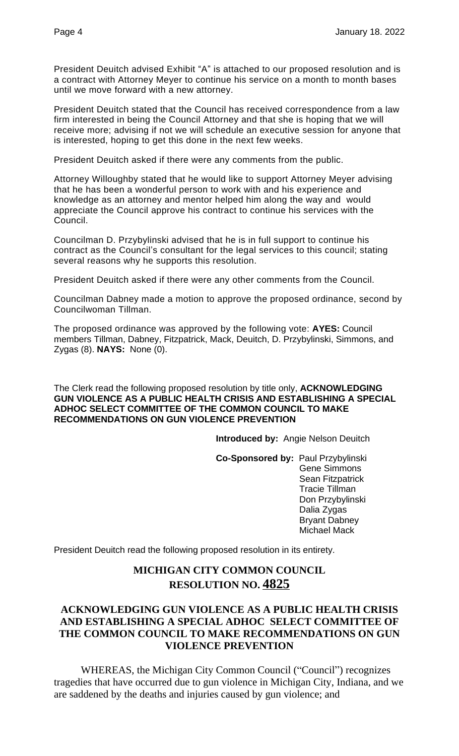President Deuitch advised Exhibit "A" is attached to our proposed resolution and is a contract with Attorney Meyer to continue his service on a month to month bases until we move forward with a new attorney.

President Deuitch stated that the Council has received correspondence from a law firm interested in being the Council Attorney and that she is hoping that we will receive more; advising if not we will schedule an executive session for anyone that is interested, hoping to get this done in the next few weeks.

President Deuitch asked if there were any comments from the public.

Attorney Willoughby stated that he would like to support Attorney Meyer advising that he has been a wonderful person to work with and his experience and knowledge as an attorney and mentor helped him along the way and would appreciate the Council approve his contract to continue his services with the Council.

Councilman D. Przybylinski advised that he is in full support to continue his contract as the Council's consultant for the legal services to this council; stating several reasons why he supports this resolution.

President Deuitch asked if there were any other comments from the Council.

Councilman Dabney made a motion to approve the proposed ordinance, second by Councilwoman Tillman.

The proposed ordinance was approved by the following vote: **AYES:** Council members Tillman, Dabney, Fitzpatrick, Mack, Deuitch, D. Przybylinski, Simmons, and Zygas (8). **NAYS:** None (0).

The Clerk read the following proposed resolution by title only, **ACKNOWLEDGING GUN VIOLENCE AS A PUBLIC HEALTH CRISIS AND ESTABLISHING A SPECIAL ADHOC SELECT COMMITTEE OF THE COMMON COUNCIL TO MAKE RECOMMENDATIONS ON GUN VIOLENCE PREVENTION**

**Introduced by:** Angie Nelson Deuitch

**Co-Sponsored by:** Paul Przybylinski
Gene Simmons
Sean Fitzpatrick
Tracie Tillman
Don Przybylinski
Dalia Zygas
Bryant Dabney
Michael Mack

President Deuitch read the following proposed resolution in its entirety.

## MICHIGAN CITY COMMON COUNCIL
## RESOLUTION NO. 4825

### ACKNOWLEDGING GUN VIOLENCE AS A PUBLIC HEALTH CRISIS AND ESTABLISHING A SPECIAL ADHOC SELECT COMMITTEE OF THE COMMON COUNCIL TO MAKE RECOMMENDATIONS ON GUN VIOLENCE PREVENTION

WHEREAS, the Michigan City Common Council ("Council") recognizes tragedies that have occurred due to gun violence in Michigan City, Indiana, and we are saddened by the deaths and injuries caused by gun violence; and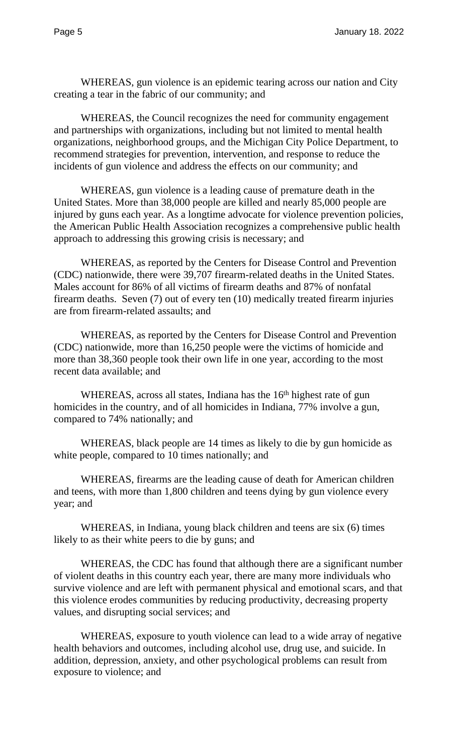WHEREAS, gun violence is an epidemic tearing across our nation and City creating a tear in the fabric of our community; and

WHEREAS, the Council recognizes the need for community engagement and partnerships with organizations, including but not limited to mental health organizations, neighborhood groups, and the Michigan City Police Department, to recommend strategies for prevention, intervention, and response to reduce the incidents of gun violence and address the effects on our community; and

WHEREAS, gun violence is a leading cause of premature death in the United States. More than 38,000 people are killed and nearly 85,000 people are injured by guns each year. As a longtime advocate for violence prevention policies, the American Public Health Association recognizes a comprehensive public health approach to addressing this growing crisis is necessary; and

WHEREAS, as reported by the Centers for Disease Control and Prevention (CDC) nationwide, there were 39,707 firearm-related deaths in the United States. Males account for 86% of all victims of firearm deaths and 87% of nonfatal firearm deaths. Seven (7) out of every ten (10) medically treated firearm injuries are from firearm-related assaults; and

WHEREAS, as reported by the Centers for Disease Control and Prevention (CDC) nationwide, more than 16,250 people were the victims of homicide and more than 38,360 people took their own life in one year, according to the most recent data available; and

WHEREAS, across all states, Indiana has the 16th highest rate of gun homicides in the country, and of all homicides in Indiana, 77% involve a gun, compared to 74% nationally; and

WHEREAS, black people are 14 times as likely to die by gun homicide as white people, compared to 10 times nationally; and

WHEREAS, firearms are the leading cause of death for American children and teens, with more than 1,800 children and teens dying by gun violence every year; and

WHEREAS, in Indiana, young black children and teens are six (6) times likely to as their white peers to die by guns; and

WHEREAS, the CDC has found that although there are a significant number of violent deaths in this country each year, there are many more individuals who survive violence and are left with permanent physical and emotional scars, and that this violence erodes communities by reducing productivity, decreasing property values, and disrupting social services; and

WHEREAS, exposure to youth violence can lead to a wide array of negative health behaviors and outcomes, including alcohol use, drug use, and suicide. In addition, depression, anxiety, and other psychological problems can result from exposure to violence; and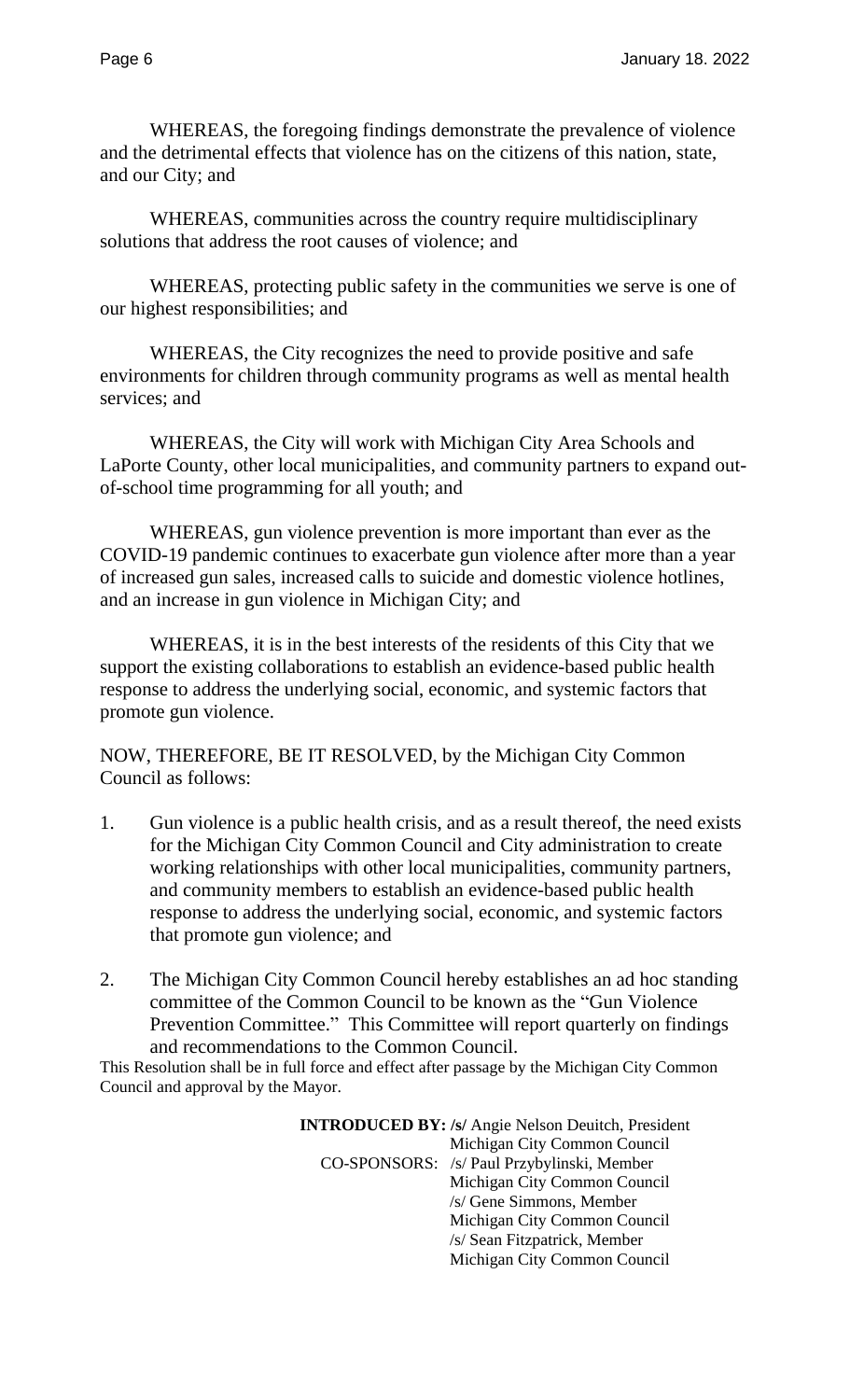WHEREAS, the foregoing findings demonstrate the prevalence of violence and the detrimental effects that violence has on the citizens of this nation, state, and our City; and

WHEREAS, communities across the country require multidisciplinary solutions that address the root causes of violence; and

WHEREAS, protecting public safety in the communities we serve is one of our highest responsibilities; and

WHEREAS, the City recognizes the need to provide positive and safe environments for children through community programs as well as mental health services; and

WHEREAS, the City will work with Michigan City Area Schools and LaPorte County, other local municipalities, and community partners to expand out-of-school time programming for all youth; and

WHEREAS, gun violence prevention is more important than ever as the COVID-19 pandemic continues to exacerbate gun violence after more than a year of increased gun sales, increased calls to suicide and domestic violence hotlines, and an increase in gun violence in Michigan City; and

WHEREAS, it is in the best interests of the residents of this City that we support the existing collaborations to establish an evidence-based public health response to address the underlying social, economic, and systemic factors that promote gun violence.

NOW, THEREFORE, BE IT RESOLVED, by the Michigan City Common Council as follows:

1. Gun violence is a public health crisis, and as a result thereof, the need exists for the Michigan City Common Council and City administration to create working relationships with other local municipalities, community partners, and community members to establish an evidence-based public health response to address the underlying social, economic, and systemic factors that promote gun violence; and

2. The Michigan City Common Council hereby establishes an ad hoc standing committee of the Common Council to be known as the "Gun Violence Prevention Committee." This Committee will report quarterly on findings and recommendations to the Common Council.

This Resolution shall be in full force and effect after passage by the Michigan City Common Council and approval by the Mayor.

**INTRODUCED BY:** **/s/** Angie Nelson Deuitch, President
Michigan City Common Council

CO-SPONSORS: /s/ Paul Przybylinski, Member
Michigan City Common Council
/s/ Gene Simmons, Member
Michigan City Common Council
/s/ Sean Fitzpatrick, Member
Michigan City Common Council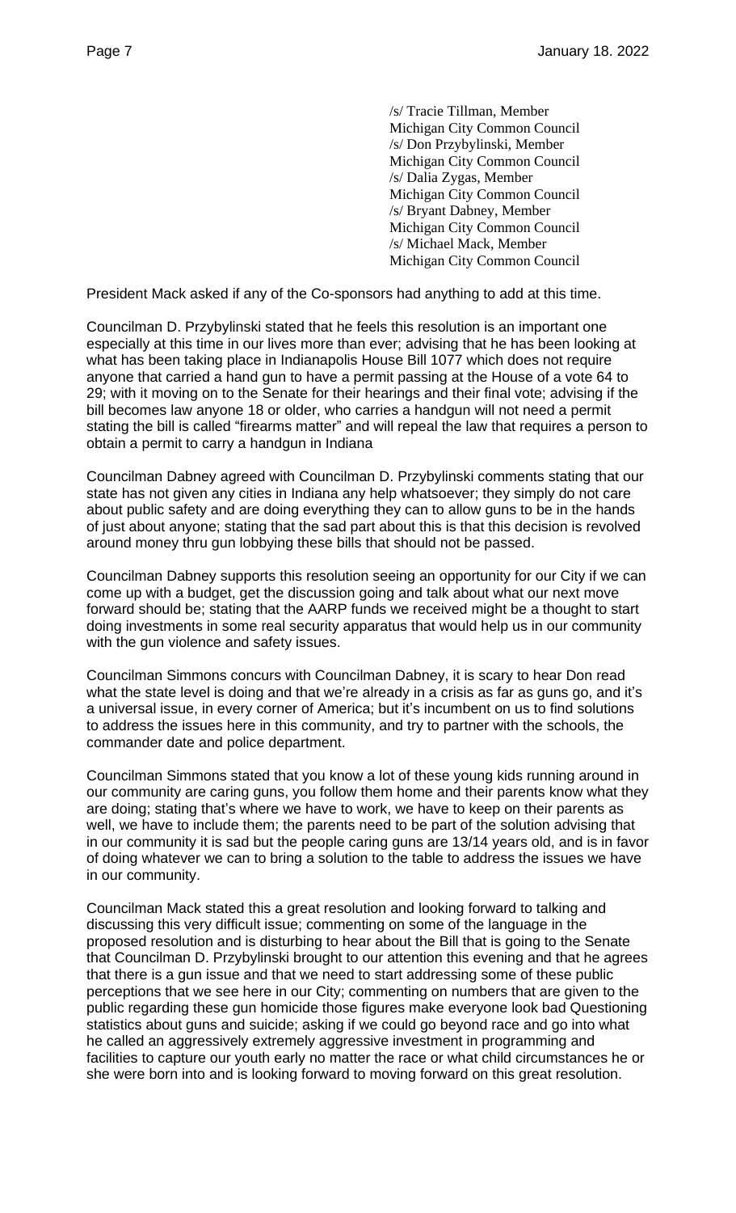/s/ Tracie Tillman, Member
Michigan City Common Council
/s/ Don Przybylinski, Member
Michigan City Common Council
/s/ Dalia Zygas, Member
Michigan City Common Council
/s/ Bryant Dabney, Member
Michigan City Common Council
/s/ Michael Mack, Member
Michigan City Common Council

President Mack asked if any of the Co-sponsors had anything to add at this time.

Councilman D. Przybylinski stated that he feels this resolution is an important one especially at this time in our lives more than ever; advising that he has been looking at what has been taking place in Indianapolis House Bill 1077 which does not require anyone that carried a hand gun to have a permit passing at the House of a vote 64 to 29; with it moving on to the Senate for their hearings and their final vote; advising if the bill becomes law anyone 18 or older, who carries a handgun will not need a permit stating the bill is called "firearms matter" and will repeal the law that requires a person to obtain a permit to carry a handgun in Indiana

Councilman Dabney agreed with Councilman D. Przybylinski comments stating that our state has not given any cities in Indiana any help whatsoever; they simply do not care about public safety and are doing everything they can to allow guns to be in the hands of just about anyone; stating that the sad part about this is that this decision is revolved around money thru gun lobbying these bills that should not be passed.

Councilman Dabney supports this resolution seeing an opportunity for our City if we can come up with a budget, get the discussion going and talk about what our next move forward should be; stating that the AARP funds we received might be a thought to start doing investments in some real security apparatus that would help us in our community with the gun violence and safety issues.

Councilman Simmons concurs with Councilman Dabney, it is scary to hear Don read what the state level is doing and that we're already in a crisis as far as guns go, and it's a universal issue, in every corner of America; but it's incumbent on us to find solutions to address the issues here in this community, and try to partner with the schools, the commander date and police department.

Councilman Simmons stated that you know a lot of these young kids running around in our community are caring guns, you follow them home and their parents know what they are doing; stating that's where we have to work, we have to keep on their parents as well, we have to include them; the parents need to be part of the solution advising that in our community it is sad but the people caring guns are 13/14 years old, and is in favor of doing whatever we can to bring a solution to the table to address the issues we have in our community.

Councilman Mack stated this a great resolution and looking forward to talking and discussing this very difficult issue; commenting on some of the language in the proposed resolution and is disturbing to hear about the Bill that is going to the Senate that Councilman D. Przybylinski brought to our attention this evening and that he agrees that there is a gun issue and that we need to start addressing some of these public perceptions that we see here in our City; commenting on numbers that are given to the public regarding these gun homicide those figures make everyone look bad Questioning statistics about guns and suicide; asking if we could go beyond race and go into what he called an aggressively extremely aggressive investment in programming and facilities to capture our youth early no matter the race or what child circumstances he or she were born into and is looking forward to moving forward on this great resolution.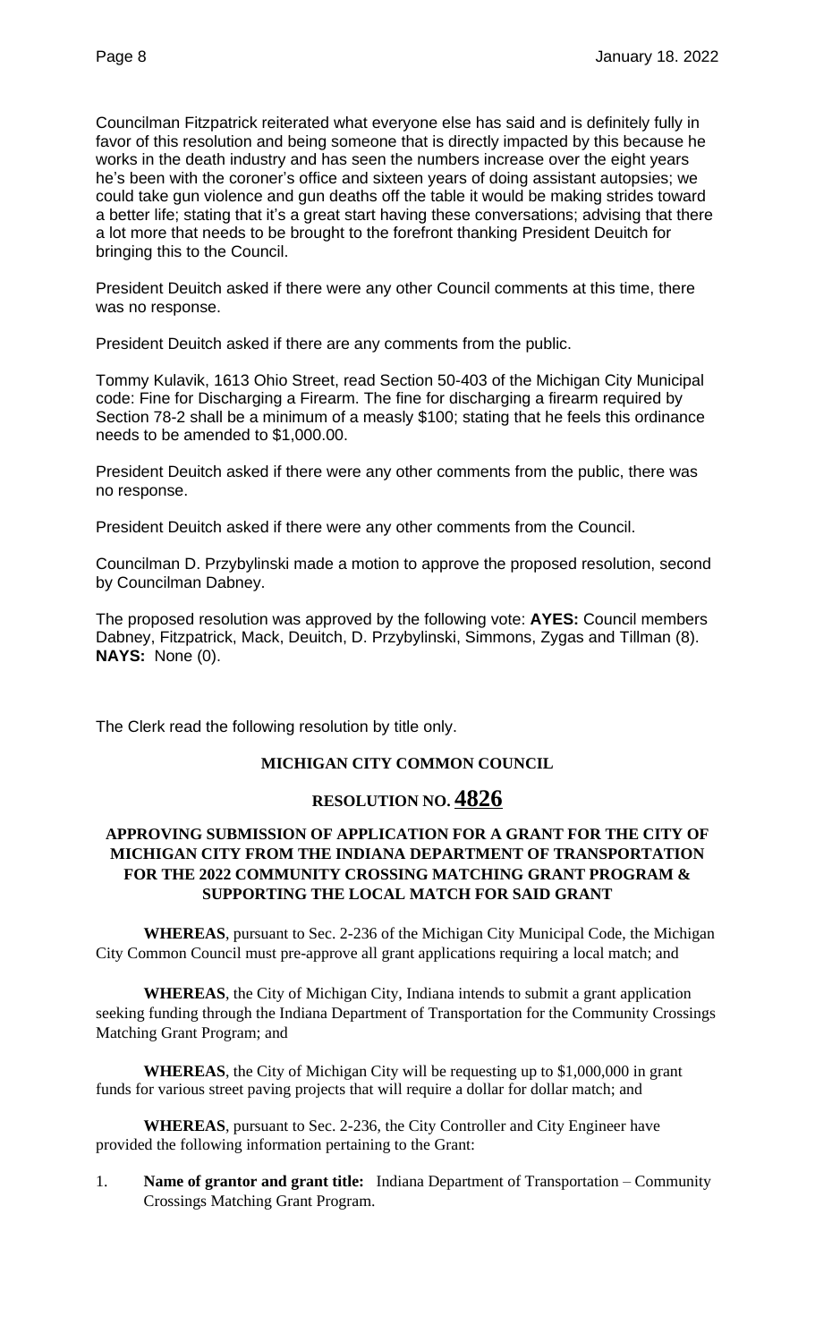Councilman Fitzpatrick reiterated what everyone else has said and is definitely fully in favor of this resolution and being someone that is directly impacted by this because he works in the death industry and has seen the numbers increase over the eight years he's been with the coroner's office and sixteen years of doing assistant autopsies; we could take gun violence and gun deaths off the table it would be making strides toward a better life; stating that it's a great start having these conversations; advising that there a lot more that needs to be brought to the forefront thanking President Deuitch for bringing this to the Council.

President Deuitch asked if there were any other Council comments at this time, there was no response.

President Deuitch asked if there are any comments from the public.

Tommy Kulavik, 1613 Ohio Street, read Section 50-403 of the Michigan City Municipal code: Fine for Discharging a Firearm. The fine for discharging a firearm required by Section 78-2 shall be a minimum of a measly $100; stating that he feels this ordinance needs to be amended to $1,000.00.

President Deuitch asked if there were any other comments from the public, there was no response.

President Deuitch asked if there were any other comments from the Council.

Councilman D. Przybylinski made a motion to approve the proposed resolution, second by Councilman Dabney.

The proposed resolution was approved by the following vote: **AYES:** Council members Dabney, Fitzpatrick, Mack, Deuitch, D. Przybylinski, Simmons, Zygas and Tillman (8). **NAYS:** None (0).

The Clerk read the following resolution by title only.

**MICHIGAN CITY COMMON COUNCIL**

**RESOLUTION NO. 4826**

**APPROVING SUBMISSION OF APPLICATION FOR A GRANT FOR THE CITY OF MICHIGAN CITY FROM THE INDIANA DEPARTMENT OF TRANSPORTATION FOR THE 2022 COMMUNITY CROSSING MATCHING GRANT PROGRAM & SUPPORTING THE LOCAL MATCH FOR SAID GRANT**

**WHEREAS**, pursuant to Sec. 2-236 of the Michigan City Municipal Code, the Michigan City Common Council must pre-approve all grant applications requiring a local match; and

**WHEREAS**, the City of Michigan City, Indiana intends to submit a grant application seeking funding through the Indiana Department of Transportation for the Community Crossings Matching Grant Program; and

**WHEREAS**, the City of Michigan City will be requesting up to $1,000,000 in grant funds for various street paving projects that will require a dollar for dollar match; and

**WHEREAS**, pursuant to Sec. 2-236, the City Controller and City Engineer have provided the following information pertaining to the Grant:

1. **Name of grantor and grant title:** Indiana Department of Transportation – Community Crossings Matching Grant Program.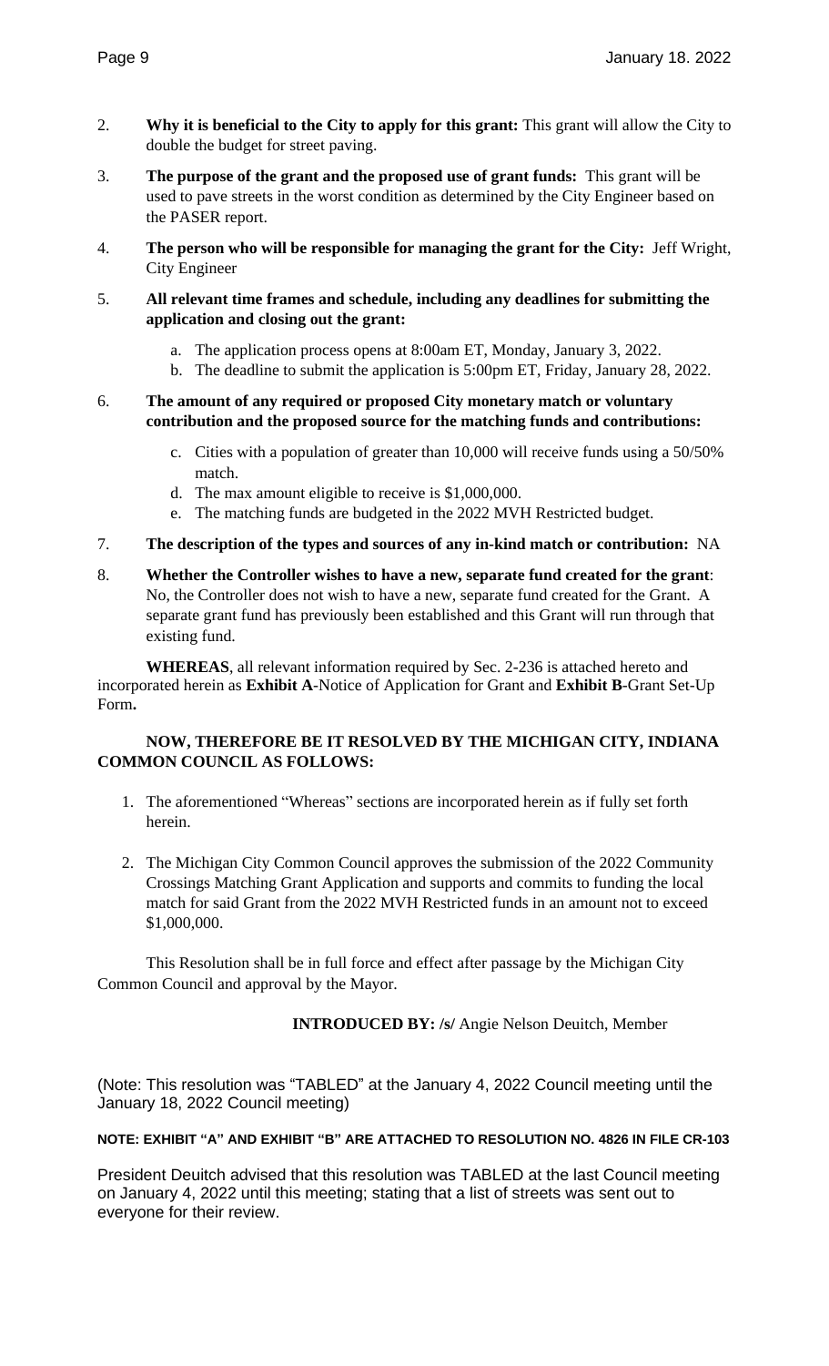2. **Why it is beneficial to the City to apply for this grant:** This grant will allow the City to double the budget for street paving.

3. **The purpose of the grant and the proposed use of grant funds:** This grant will be used to pave streets in the worst condition as determined by the City Engineer based on the PASER report.

4. **The person who will be responsible for managing the grant for the City:** Jeff Wright, City Engineer

5. **All relevant time frames and schedule, including any deadlines for submitting the application and closing out the grant:**

    a. The application process opens at 8:00am ET, Monday, January 3, 2022.
    b. The deadline to submit the application is 5:00pm ET, Friday, January 28, 2022.

6. **The amount of any required or proposed City monetary match or voluntary contribution and the proposed source for the matching funds and contributions:**

    c. Cities with a population of greater than 10,000 will receive funds using a 50/50% match.
    d. The max amount eligible to receive is $1,000,000.
    e. The matching funds are budgeted in the 2022 MVH Restricted budget.

7. **The description of the types and sources of any in-kind match or contribution:** NA

8. **Whether the Controller wishes to have a new, separate fund created for the grant**: No, the Controller does not wish to have a new, separate fund created for the Grant. A separate grant fund has previously been established and this Grant will run through that existing fund.

**WHEREAS**, all relevant information required by Sec. 2-236 is attached hereto and incorporated herein as **Exhibit A**-Notice of Application for Grant and **Exhibit B**-Grant Set-Up Form**.**

**NOW, THEREFORE BE IT RESOLVED BY THE MICHIGAN CITY, INDIANA COMMON COUNCIL AS FOLLOWS:**

1. The aforementioned "Whereas" sections are incorporated herein as if fully set forth herein.

2. The Michigan City Common Council approves the submission of the 2022 Community Crossings Matching Grant Application and supports and commits to funding the local match for said Grant from the 2022 MVH Restricted funds in an amount not to exceed $1,000,000.

This Resolution shall be in full force and effect after passage by the Michigan City Common Council and approval by the Mayor.

**INTRODUCED BY: /s/** Angie Nelson Deuitch, Member

(Note: This resolution was "TABLED" at the January 4, 2022 Council meeting until the January 18, 2022 Council meeting)

**NOTE: EXHIBIT "A" AND EXHIBIT "B" ARE ATTACHED TO RESOLUTION NO. 4826 IN FILE CR-103**

President Deuitch advised that this resolution was TABLED at the last Council meeting on January 4, 2022 until this meeting; stating that a list of streets was sent out to everyone for their review.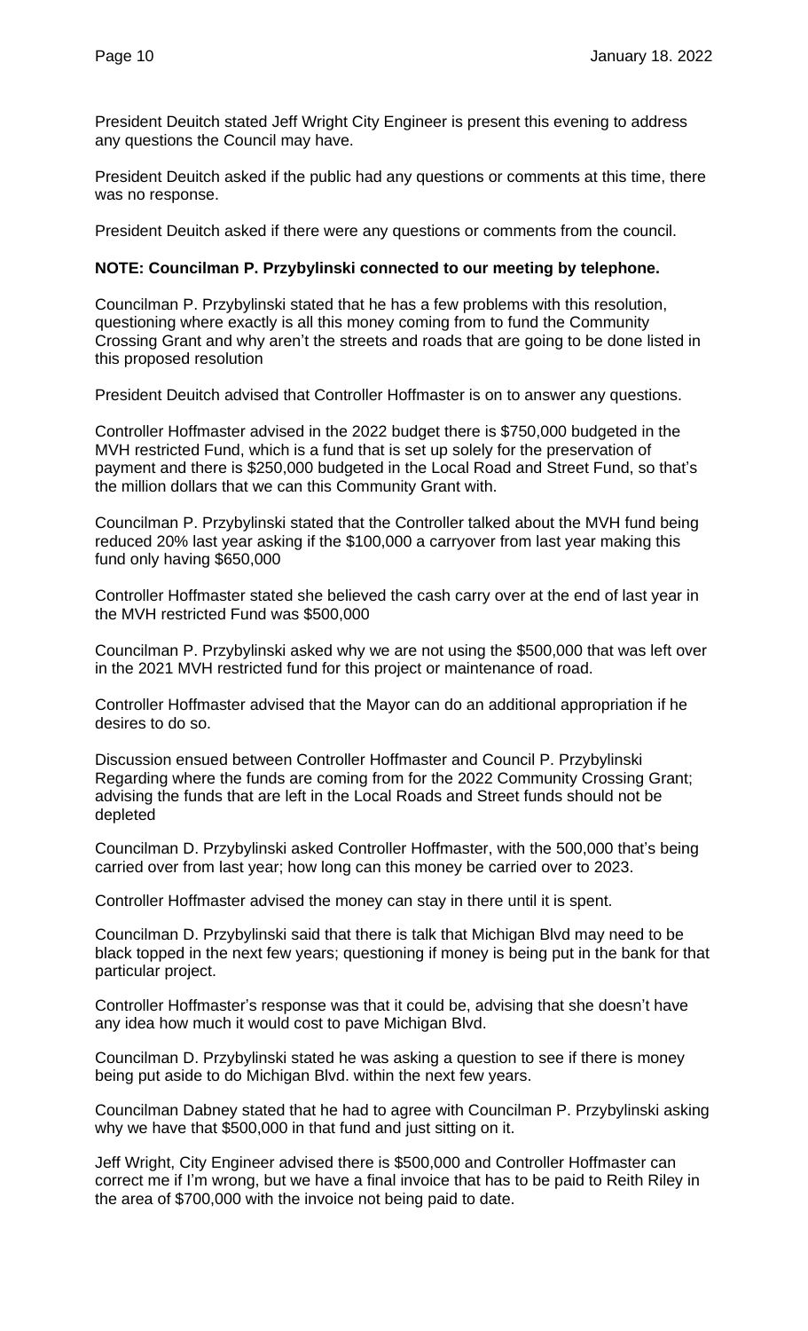President Deuitch stated Jeff Wright City Engineer is present this evening to address any questions the Council may have.

President Deuitch asked if the public had any questions or comments at this time, there was no response.

President Deuitch asked if there were any questions or comments from the council.

**NOTE: Councilman P. Przybylinski connected to our meeting by telephone.**

Councilman P. Przybylinski stated that he has a few problems with this resolution, questioning where exactly is all this money coming from to fund the Community Crossing Grant and why aren't the streets and roads that are going to be done listed in this proposed resolution

President Deuitch advised that Controller Hoffmaster is on to answer any questions.

Controller Hoffmaster advised in the 2022 budget there is $750,000 budgeted in the MVH restricted Fund, which is a fund that is set up solely for the preservation of payment and there is $250,000 budgeted in the Local Road and Street Fund, so that's the million dollars that we can this Community Grant with.

Councilman P. Przybylinski stated that the Controller talked about the MVH fund being reduced 20% last year asking if the $100,000 a carryover from last year making this fund only having $650,000

Controller Hoffmaster stated she believed the cash carry over at the end of last year in the MVH restricted Fund was $500,000

Councilman P. Przybylinski asked why we are not using the $500,000 that was left over in the 2021 MVH restricted fund for this project or maintenance of road.

Controller Hoffmaster advised that the Mayor can do an additional appropriation if he desires to do so.

Discussion ensued between Controller Hoffmaster and Council P. Przybylinski Regarding where the funds are coming from for the 2022 Community Crossing Grant; advising the funds that are left in the Local Roads and Street funds should not be depleted

Councilman D. Przybylinski asked Controller Hoffmaster, with the 500,000 that's being carried over from last year; how long can this money be carried over to 2023.

Controller Hoffmaster advised the money can stay in there until it is spent.

Councilman D. Przybylinski said that there is talk that Michigan Blvd may need to be black topped in the next few years; questioning if money is being put in the bank for that particular project.

Controller Hoffmaster's response was that it could be, advising that she doesn't have any idea how much it would cost to pave Michigan Blvd.

Councilman D. Przybylinski stated he was asking a question to see if there is money being put aside to do Michigan Blvd. within the next few years.

Councilman Dabney stated that he had to agree with Councilman P. Przybylinski asking why we have that $500,000 in that fund and just sitting on it.

Jeff Wright, City Engineer advised there is $500,000 and Controller Hoffmaster can correct me if I'm wrong, but we have a final invoice that has to be paid to Reith Riley in the area of $700,000 with the invoice not being paid to date.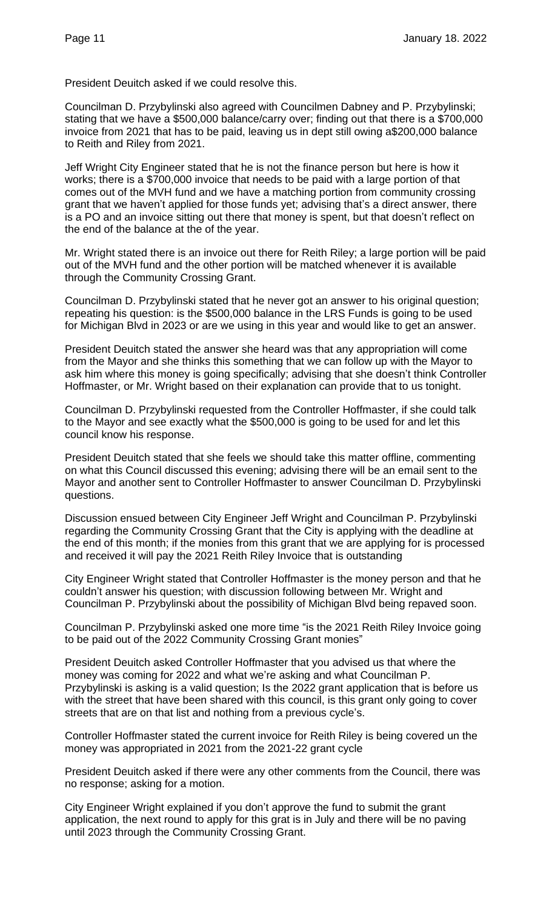President Deuitch asked if we could resolve this.

Councilman D. Przybylinski also agreed with Councilmen Dabney and P. Przybylinski; stating that we have a $500,000 balance/carry over; finding out that there is a $700,000 invoice from 2021 that has to be paid, leaving us in dept still owing a$200,000 balance to Reith and Riley from 2021.

Jeff Wright City Engineer stated that he is not the finance person but here is how it works; there is a $700,000 invoice that needs to be paid with a large portion of that comes out of the MVH fund and we have a matching portion from community crossing grant that we haven't applied for those funds yet; advising that's a direct answer, there is a PO and an invoice sitting out there that money is spent, but that doesn't reflect on the end of the balance at the of the year.

Mr. Wright stated there is an invoice out there for Reith Riley; a large portion will be paid out of the MVH fund and the other portion will be matched whenever it is available through the Community Crossing Grant.

Councilman D. Przybylinski stated that he never got an answer to his original question; repeating his question: is the $500,000 balance in the LRS Funds is going to be used for Michigan Blvd in 2023 or are we using in this year and would like to get an answer.

President Deuitch stated the answer she heard was that any appropriation will come from the Mayor and she thinks this something that we can follow up with the Mayor to ask him where this money is going specifically; advising that she doesn't think Controller Hoffmaster, or Mr. Wright based on their explanation can provide that to us tonight.

Councilman D. Przybylinski requested from the Controller Hoffmaster, if she could talk to the Mayor and see exactly what the $500,000 is going to be used for and let this council know his response.

President Deuitch stated that she feels we should take this matter offline, commenting on what this Council discussed this evening; advising there will be an email sent to the Mayor and another sent to Controller Hoffmaster to answer Councilman D. Przybylinski questions.

Discussion ensued between City Engineer Jeff Wright and Councilman P. Przybylinski regarding the Community Crossing Grant that the City is applying with the deadline at the end of this month; if the monies from this grant that we are applying for is processed and received it will pay the 2021 Reith Riley Invoice that is outstanding

City Engineer Wright stated that Controller Hoffmaster is the money person and that he couldn't answer his question; with discussion following between Mr. Wright and Councilman P. Przybylinski about the possibility of Michigan Blvd being repaved soon.

Councilman P. Przybylinski asked one more time "is the 2021 Reith Riley Invoice going to be paid out of the 2022 Community Crossing Grant monies"

President Deuitch asked Controller Hoffmaster that you advised us that where the money was coming for 2022 and what we're asking and what Councilman P. Przybylinski is asking is a valid question; Is the 2022 grant application that is before us with the street that have been shared with this council, is this grant only going to cover streets that are on that list and nothing from a previous cycle's.

Controller Hoffmaster stated the current invoice for Reith Riley is being covered un the money was appropriated in 2021 from the 2021-22 grant cycle

President Deuitch asked if there were any other comments from the Council, there was no response; asking for a motion.

City Engineer Wright explained if you don't approve the fund to submit the grant application, the next round to apply for this grat is in July and there will be no paving until 2023 through the Community Crossing Grant.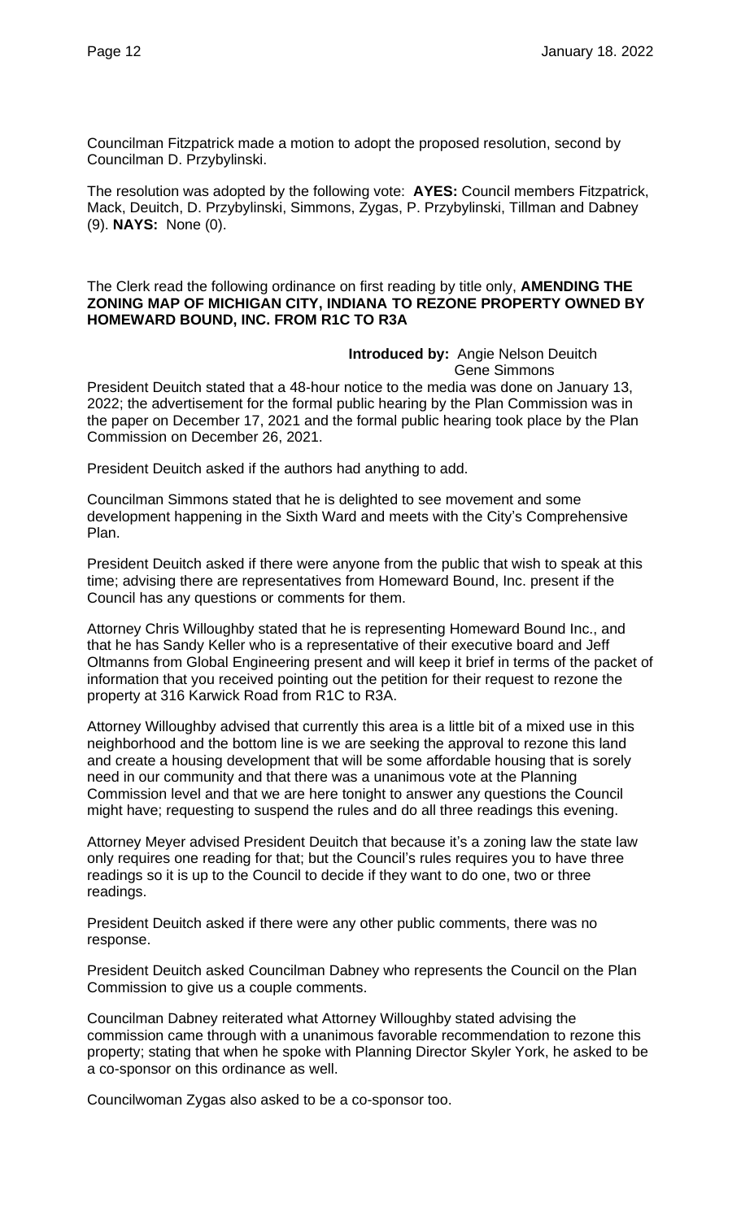Councilman Fitzpatrick made a motion to adopt the proposed resolution, second by Councilman D. Przybylinski.

The resolution was adopted by the following vote: **AYES:** Council members Fitzpatrick, Mack, Deuitch, D. Przybylinski, Simmons, Zygas, P. Przybylinski, Tillman and Dabney (9). **NAYS:** None (0).

The Clerk read the following ordinance on first reading by title only, **AMENDING THE ZONING MAP OF MICHIGAN CITY, INDIANA TO REZONE PROPERTY OWNED BY HOMEWARD BOUND, INC. FROM R1C TO R3A**

**Introduced by:** Angie Nelson Deuitch
Gene Simmons

President Deuitch stated that a 48-hour notice to the media was done on January 13, 2022; the advertisement for the formal public hearing by the Plan Commission was in the paper on December 17, 2021 and the formal public hearing took place by the Plan Commission on December 26, 2021.

President Deuitch asked if the authors had anything to add.

Councilman Simmons stated that he is delighted to see movement and some development happening in the Sixth Ward and meets with the City's Comprehensive Plan.

President Deuitch asked if there were anyone from the public that wish to speak at this time; advising there are representatives from Homeward Bound, Inc. present if the Council has any questions or comments for them.

Attorney Chris Willoughby stated that he is representing Homeward Bound Inc., and that he has Sandy Keller who is a representative of their executive board and Jeff Oltmanns from Global Engineering present and will keep it brief in terms of the packet of information that you received pointing out the petition for their request to rezone the property at 316 Karwick Road from R1C to R3A.

Attorney Willoughby advised that currently this area is a little bit of a mixed use in this neighborhood and the bottom line is we are seeking the approval to rezone this land and create a housing development that will be some affordable housing that is sorely need in our community and that there was a unanimous vote at the Planning Commission level and that we are here tonight to answer any questions the Council might have; requesting to suspend the rules and do all three readings this evening.

Attorney Meyer advised President Deuitch that because it's a zoning law the state law only requires one reading for that; but the Council's rules requires you to have three readings so it is up to the Council to decide if they want to do one, two or three readings.

President Deuitch asked if there were any other public comments, there was no response.

President Deuitch asked Councilman Dabney who represents the Council on the Plan Commission to give us a couple comments.

Councilman Dabney reiterated what Attorney Willoughby stated advising the commission came through with a unanimous favorable recommendation to rezone this property; stating that when he spoke with Planning Director Skyler York, he asked to be a co-sponsor on this ordinance as well.

Councilwoman Zygas also asked to be a co-sponsor too.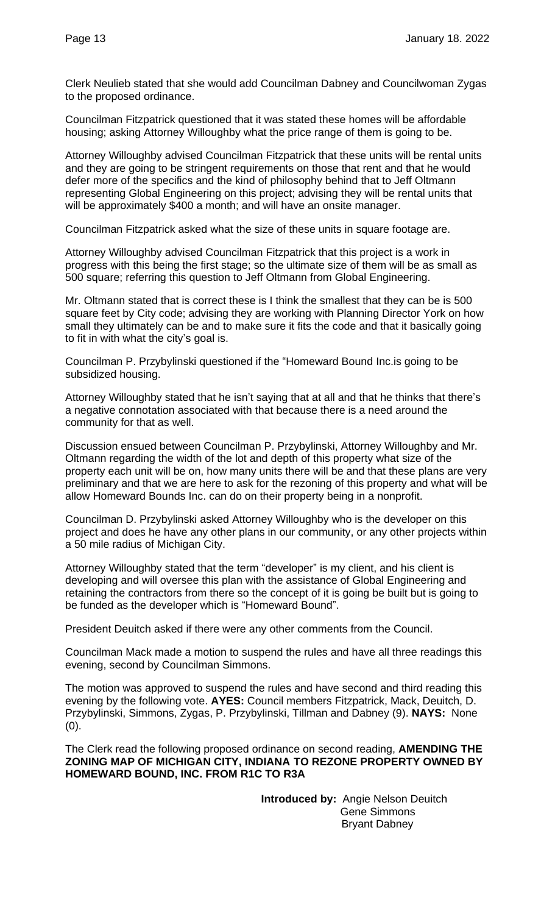Clerk Neulieb stated that she would add Councilman Dabney and Councilwoman Zygas to the proposed ordinance.

Councilman Fitzpatrick questioned that it was stated these homes will be affordable housing; asking Attorney Willoughby what the price range of them is going to be.

Attorney Willoughby advised Councilman Fitzpatrick that these units will be rental units and they are going to be stringent requirements on those that rent and that he would defer more of the specifics and the kind of philosophy behind that to Jeff Oltmann representing Global Engineering on this project; advising they will be rental units that will be approximately $400 a month; and will have an onsite manager.

Councilman Fitzpatrick asked what the size of these units in square footage are.

Attorney Willoughby advised Councilman Fitzpatrick that this project is a work in progress with this being the first stage; so the ultimate size of them will be as small as 500 square; referring this question to Jeff Oltmann from Global Engineering.

Mr. Oltmann stated that is correct these is I think the smallest that they can be is 500 square feet by City code; advising they are working with Planning Director York on how small they ultimately can be and to make sure it fits the code and that it basically going to fit in with what the city's goal is.

Councilman P. Przybylinski questioned if the "Homeward Bound Inc.is going to be subsidized housing.

Attorney Willoughby stated that he isn't saying that at all and that he thinks that there's a negative connotation associated with that because there is a need around the community for that as well.

Discussion ensued between Councilman P. Przybylinski, Attorney Willoughby and Mr. Oltmann regarding the width of the lot and depth of this property what size of the property each unit will be on, how many units there will be and that these plans are very preliminary and that we are here to ask for the rezoning of this property and what will be allow Homeward Bounds Inc. can do on their property being in a nonprofit.

Councilman D. Przybylinski asked Attorney Willoughby who is the developer on this project and does he have any other plans in our community, or any other projects within a 50 mile radius of Michigan City.

Attorney Willoughby stated that the term "developer" is my client, and his client is developing and will oversee this plan with the assistance of Global Engineering and retaining the contractors from there so the concept of it is going be built but is going to be funded as the developer which is "Homeward Bound".

President Deuitch asked if there were any other comments from the Council.

Councilman Mack made a motion to suspend the rules and have all three readings this evening, second by Councilman Simmons.

The motion was approved to suspend the rules and have second and third reading this evening by the following vote. **AYES:** Council members Fitzpatrick, Mack, Deuitch, D. Przybylinski, Simmons, Zygas, P. Przybylinski, Tillman and Dabney (9). **NAYS:** None (0).

The Clerk read the following proposed ordinance on second reading, **AMENDING THE ZONING MAP OF MICHIGAN CITY, INDIANA TO REZONE PROPERTY OWNED BY HOMEWARD BOUND, INC. FROM R1C TO R3A**

**Introduced by:** Angie Nelson Deuitch
Gene Simmons
Bryant Dabney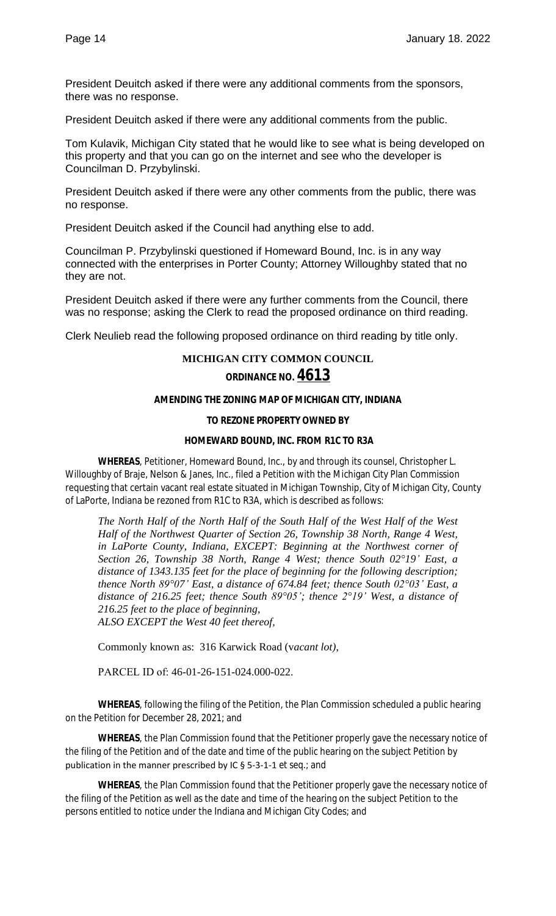President Deuitch asked if there were any additional comments from the sponsors, there was no response.

President Deuitch asked if there were any additional comments from the public.

Tom Kulavik, Michigan City stated that he would like to see what is being developed on this property and that you can go on the internet and see who the developer is Councilman D. Przybylinski.

President Deuitch asked if there were any other comments from the public, there was no response.

President Deuitch asked if the Council had anything else to add.

Councilman P. Przybylinski questioned if Homeward Bound, Inc. is in any way connected with the enterprises in Porter County; Attorney Willoughby stated that no they are not.

President Deuitch asked if there were any further comments from the Council, there was no response; asking the Clerk to read the proposed ordinance on third reading.

Clerk Neulieb read the following proposed ordinance on third reading by title only.

**MICHIGAN CITY COMMON COUNCIL**

**ORDINANCE NO. 4613**

**AMENDING THE ZONING MAP OF MICHIGAN CITY, INDIANA**

**TO REZONE PROPERTY OWNED BY**

**HOMEWARD BOUND, INC. FROM R1C TO R3A**

**WHEREAS**, Petitioner, Homeward Bound, Inc., by and through its counsel, Christopher L. Willoughby of Braje, Nelson & Janes, Inc., filed a Petition with the Michigan City Plan Commission requesting that certain vacant real estate situated in Michigan Township, City of Michigan City, County of LaPorte, Indiana be rezoned from R1C to R3A, which is described as follows:

*The North Half of the North Half of the South Half of the West Half of the West Half of the Northwest Quarter of Section 26, Township 38 North, Range 4 West, in LaPorte County, Indiana, EXCEPT: Beginning at the Northwest corner of Section 26, Township 38 North, Range 4 West; thence South 02°19' East, a distance of 1343.135 feet for the place of beginning for the following description; thence North 89°07' East, a distance of 674.84 feet; thence South 02°03' East, a distance of 216.25 feet; thence South 89°05'; thence 2°19' West, a distance of 216.25 feet to the place of beginning,*
*ALSO EXCEPT the West 40 feet thereof,*

Commonly known as: 316 Karwick Road (*vacant lot)*,

PARCEL ID of: 46-01-26-151-024.000-022.

**WHEREAS**, following the filing of the Petition, the Plan Commission scheduled a public hearing on the Petition for December 28, 2021; and

**WHEREAS**, the Plan Commission found that the Petitioner properly gave the necessary notice of the filing of the Petition and of the date and time of the public hearing on the subject Petition by publication in the manner prescribed by IC § 5-3-1-1 et seq.; and

**WHEREAS**, the Plan Commission found that the Petitioner properly gave the necessary notice of the filing of the Petition as well as the date and time of the hearing on the subject Petition to the persons entitled to notice under the Indiana and Michigan City Codes; and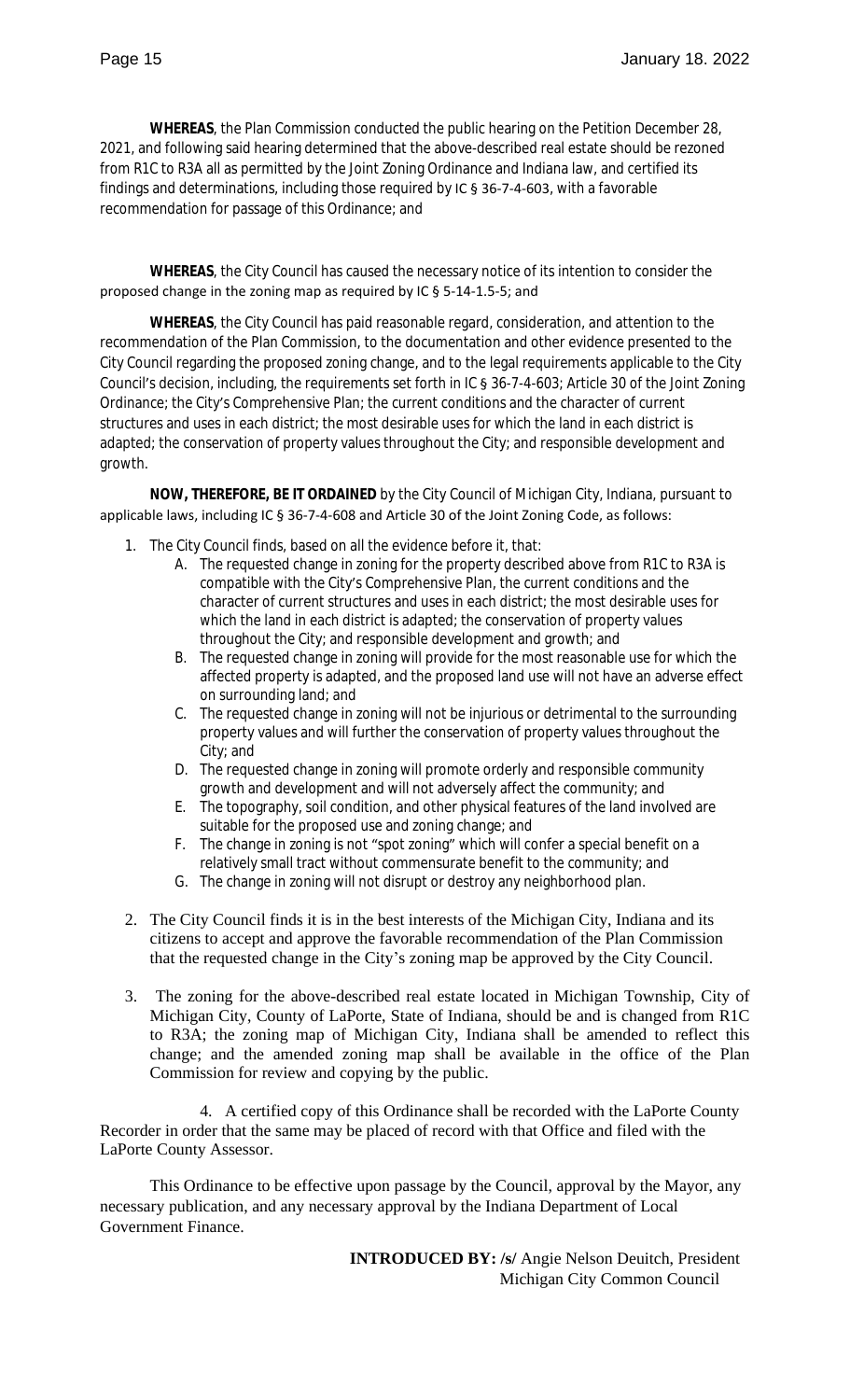**WHEREAS**, the Plan Commission conducted the public hearing on the Petition December 28, 2021, and following said hearing determined that the above-described real estate should be rezoned from R1C to R3A all as permitted by the Joint Zoning Ordinance and Indiana law, and certified its findings and determinations, including those required by IC § 36-7-4-603, with a favorable recommendation for passage of this Ordinance; and

**WHEREAS**, the City Council has caused the necessary notice of its intention to consider the proposed change in the zoning map as required by IC § 5-14-1.5-5; and

**WHEREAS**, the City Council has paid reasonable regard, consideration, and attention to the recommendation of the Plan Commission, to the documentation and other evidence presented to the City Council regarding the proposed zoning change, and to the legal requirements applicable to the City Council's decision, including, the requirements set forth in IC § 36-7-4-603; Article 30 of the Joint Zoning Ordinance; the City's Comprehensive Plan; the current conditions and the character of current structures and uses in each district; the most desirable uses for which the land in each district is adapted; the conservation of property values throughout the City; and responsible development and growth.

**NOW, THEREFORE, BE IT ORDAINED** by the City Council of Michigan City, Indiana, pursuant to applicable laws, including IC § 36-7-4-608 and Article 30 of the Joint Zoning Code, as follows:

1. The City Council finds, based on all the evidence before it, that:
   A. The requested change in zoning for the property described above from R1C to R3A is compatible with the City's Comprehensive Plan, the current conditions and the character of current structures and uses in each district; the most desirable uses for which the land in each district is adapted; the conservation of property values throughout the City; and responsible development and growth; and
   B. The requested change in zoning will provide for the most reasonable use for which the affected property is adapted, and the proposed land use will not have an adverse effect on surrounding land; and
   C. The requested change in zoning will not be injurious or detrimental to the surrounding property values and will further the conservation of property values throughout the City; and
   D. The requested change in zoning will promote orderly and responsible community growth and development and will not adversely affect the community; and
   E. The topography, soil condition, and other physical features of the land involved are suitable for the proposed use and zoning change; and
   F. The change in zoning is not "spot zoning" which will confer a special benefit on a relatively small tract without commensurate benefit to the community; and
   G. The change in zoning will not disrupt or destroy any neighborhood plan.

2. The City Council finds it is in the best interests of the Michigan City, Indiana and its citizens to accept and approve the favorable recommendation of the Plan Commission that the requested change in the City's zoning map be approved by the City Council.

3. The zoning for the above-described real estate located in Michigan Township, City of Michigan City, County of LaPorte, State of Indiana, should be and is changed from R1C to R3A; the zoning map of Michigan City, Indiana shall be amended to reflect this change; and the amended zoning map shall be available in the office of the Plan Commission for review and copying by the public.

4. A certified copy of this Ordinance shall be recorded with the LaPorte County Recorder in order that the same may be placed of record with that Office and filed with the LaPorte County Assessor.

This Ordinance to be effective upon passage by the Council, approval by the Mayor, any necessary publication, and any necessary approval by the Indiana Department of Local Government Finance.

**INTRODUCED BY: /s/** Angie Nelson Deuitch, President
Michigan City Common Council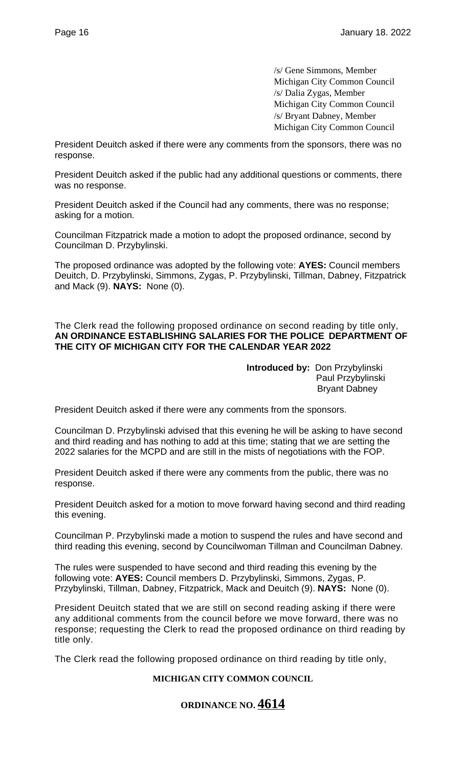/s/ Gene Simmons, Member
Michigan City Common Council
/s/ Dalia Zygas, Member
Michigan City Common Council
/s/ Bryant Dabney, Member
Michigan City Common Council

President Deuitch asked if there were any comments from the sponsors, there was no response.

President Deuitch asked if the public had any additional questions or comments, there was no response.

President Deuitch asked if the Council had any comments, there was no response; asking for a motion.

Councilman Fitzpatrick made a motion to adopt the proposed ordinance, second by Councilman D. Przybylinski.

The proposed ordinance was adopted by the following vote: **AYES:** Council members Deuitch, D. Przybylinski, Simmons, Zygas, P. Przybylinski, Tillman, Dabney, Fitzpatrick and Mack (9). **NAYS:** None (0).

The Clerk read the following proposed ordinance on second reading by title only, **AN ORDINANCE ESTABLISHING SALARIES FOR THE POLICE DEPARTMENT OF THE CITY OF MICHIGAN CITY FOR THE CALENDAR YEAR 2022**

**Introduced by:** Don Przybylinski
Paul Przybylinski
Bryant Dabney

President Deuitch asked if there were any comments from the sponsors.

Councilman D. Przybylinski advised that this evening he will be asking to have second and third reading and has nothing to add at this time; stating that we are setting the 2022 salaries for the MCPD and are still in the mists of negotiations with the FOP.

President Deuitch asked if there were any comments from the public, there was no response.

President Deuitch asked for a motion to move forward having second and third reading this evening.

Councilman P. Przybylinski made a motion to suspend the rules and have second and third reading this evening, second by Councilwoman Tillman and Councilman Dabney.

The rules were suspended to have second and third reading this evening by the following vote: **AYES:** Council members D. Przybylinski, Simmons, Zygas, P. Przybylinski, Tillman, Dabney, Fitzpatrick, Mack and Deuitch (9). **NAYS:** None (0).

President Deuitch stated that we are still on second reading asking if there were any additional comments from the council before we move forward, there was no response; requesting the Clerk to read the proposed ordinance on third reading by title only.

The Clerk read the following proposed ordinance on third reading by title only,

**MICHIGAN CITY COMMON COUNCIL**

**ORDINANCE NO. 4614**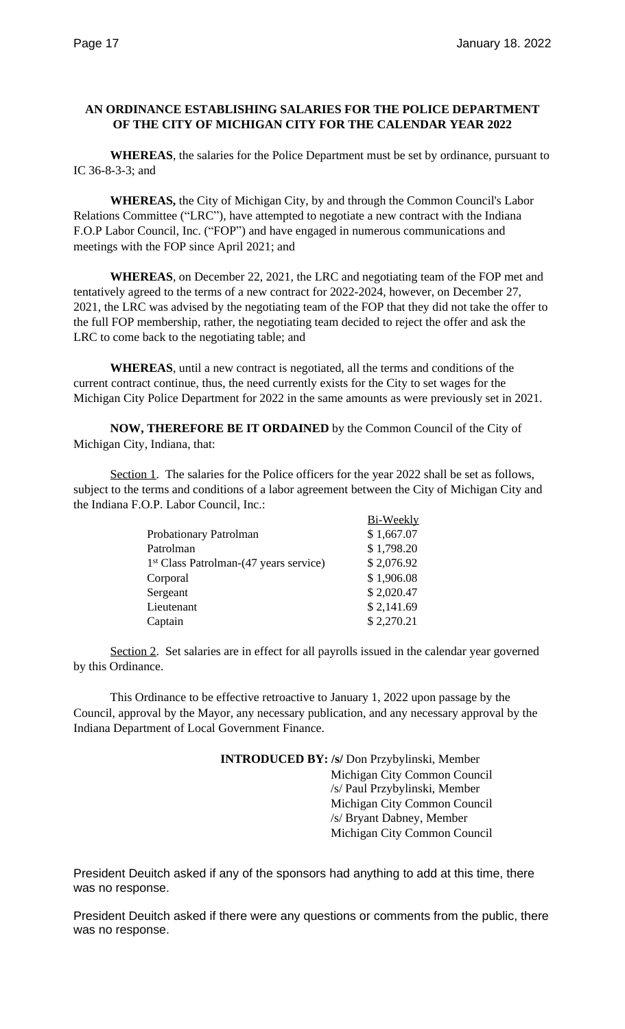**AN ORDINANCE ESTABLISHING SALARIES FOR THE POLICE DEPARTMENT OF THE CITY OF MICHIGAN CITY FOR THE CALENDAR YEAR 2022**

**WHEREAS**, the salaries for the Police Department must be set by ordinance, pursuant to IC 36-8-3-3; and

**WHEREAS,** the City of Michigan City, by and through the Common Council's Labor Relations Committee ("LRC"), have attempted to negotiate a new contract with the Indiana F.O.P Labor Council, Inc. ("FOP") and have engaged in numerous communications and meetings with the FOP since April 2021; and

**WHEREAS**, on December 22, 2021, the LRC and negotiating team of the FOP met and tentatively agreed to the terms of a new contract for 2022-2024, however, on December 27, 2021, the LRC was advised by the negotiating team of the FOP that they did not take the offer to the full FOP membership, rather, the negotiating team decided to reject the offer and ask the LRC to come back to the negotiating table; and

**WHEREAS**, until a new contract is negotiated, all the terms and conditions of the current contract continue, thus, the need currently exists for the City to set wages for the Michigan City Police Department for 2022 in the same amounts as were previously set in 2021.

**NOW, THEREFORE BE IT ORDAINED** by the Common Council of the City of Michigan City, Indiana, that:

Section 1. The salaries for the Police officers for the year 2022 shall be set as follows, subject to the terms and conditions of a labor agreement between the City of Michigan City and the Indiana F.O.P. Labor Council, Inc.:

| | Bi-Weekly |
|---|---|
| Probationary Patrolman | $ 1,667.07 |
| Patrolman | $ 1,798.20 |
| 1st Class Patrolman-(47 years service) | $ 2,076.92 |
| Corporal | $ 1,906.08 |
| Sergeant | $ 2,020.47 |
| Lieutenant | $ 2,141.69 |
| Captain | $ 2,270.21 |

Section 2. Set salaries are in effect for all payrolls issued in the calendar year governed by this Ordinance.

This Ordinance to be effective retroactive to January 1, 2022 upon passage by the Council, approval by the Mayor, any necessary publication, and any necessary approval by the Indiana Department of Local Government Finance.

**INTRODUCED BY: /s/** Don Przybylinski, Member
Michigan City Common Council
/s/ Paul Przybylinski, Member
Michigan City Common Council
/s/ Bryant Dabney, Member
Michigan City Common Council

President Deuitch asked if any of the sponsors had anything to add at this time, there was no response.

President Deuitch asked if there were any questions or comments from the public, there was no response.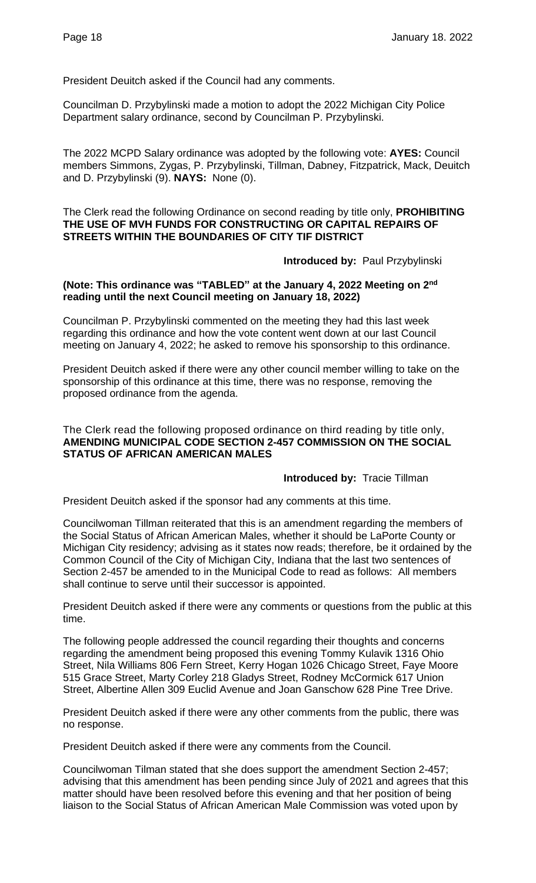President Deuitch asked if the Council had any comments.

Councilman D. Przybylinski made a motion to adopt the 2022 Michigan City Police Department salary ordinance, second by Councilman P. Przybylinski.

The 2022 MCPD Salary ordinance was adopted by the following vote: **AYES:** Council members Simmons, Zygas, P. Przybylinski, Tillman, Dabney, Fitzpatrick, Mack, Deuitch and D. Przybylinski (9). **NAYS:** None (0).

The Clerk read the following Ordinance on second reading by title only, **PROHIBITING THE USE OF MVH FUNDS FOR CONSTRUCTING OR CAPITAL REPAIRS OF STREETS WITHIN THE BOUNDARIES OF CITY TIF DISTRICT**

**Introduced by:** Paul Przybylinski

**(Note: This ordinance was "TABLED" at the January 4, 2022 Meeting on 2nd reading until the next Council meeting on January 18, 2022)**

Councilman P. Przybylinski commented on the meeting they had this last week regarding this ordinance and how the vote content went down at our last Council meeting on January 4, 2022; he asked to remove his sponsorship to this ordinance.

President Deuitch asked if there were any other council member willing to take on the sponsorship of this ordinance at this time, there was no response, removing the proposed ordinance from the agenda.

The Clerk read the following proposed ordinance on third reading by title only, **AMENDING MUNICIPAL CODE SECTION 2-457 COMMISSION ON THE SOCIAL STATUS OF AFRICAN AMERICAN MALES**

**Introduced by:** Tracie Tillman

President Deuitch asked if the sponsor had any comments at this time.

Councilwoman Tillman reiterated that this is an amendment regarding the members of the Social Status of African American Males, whether it should be LaPorte County or Michigan City residency; advising as it states now reads; therefore, be it ordained by the Common Council of the City of Michigan City, Indiana that the last two sentences of Section 2-457 be amended to in the Municipal Code to read as follows: All members shall continue to serve until their successor is appointed.

President Deuitch asked if there were any comments or questions from the public at this time.

The following people addressed the council regarding their thoughts and concerns regarding the amendment being proposed this evening Tommy Kulavik 1316 Ohio Street, Nila Williams 806 Fern Street, Kerry Hogan 1026 Chicago Street, Faye Moore 515 Grace Street, Marty Corley 218 Gladys Street, Rodney McCormick 617 Union Street, Albertine Allen 309 Euclid Avenue and Joan Ganschow 628 Pine Tree Drive.

President Deuitch asked if there were any other comments from the public, there was no response.

President Deuitch asked if there were any comments from the Council.

Councilwoman Tilman stated that she does support the amendment Section 2-457; advising that this amendment has been pending since July of 2021 and agrees that this matter should have been resolved before this evening and that her position of being liaison to the Social Status of African American Male Commission was voted upon by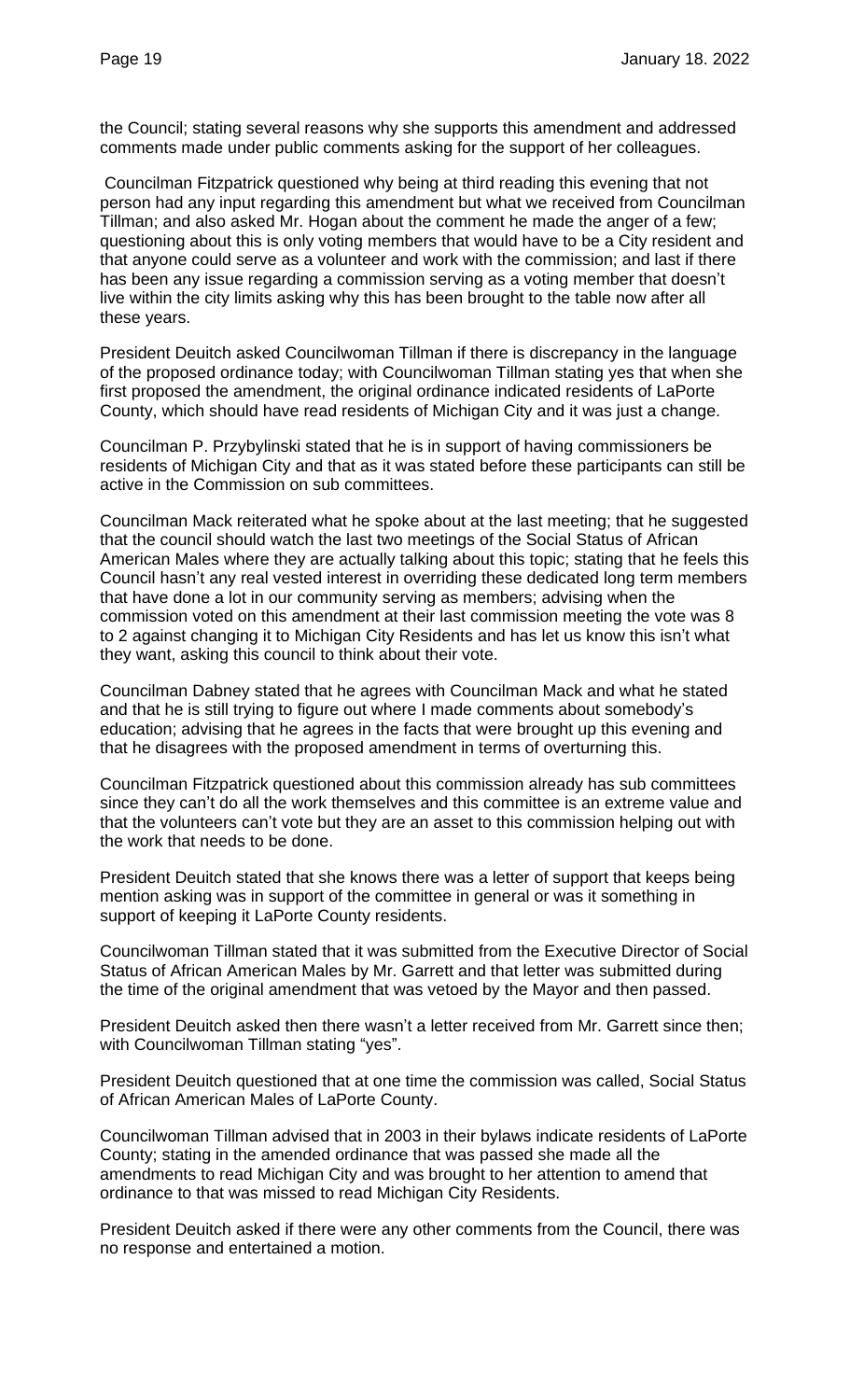the Council; stating several reasons why she supports this amendment and addressed comments made under public comments asking for the support of her colleagues.

Councilman Fitzpatrick questioned why being at third reading this evening that not person had any input regarding this amendment but what we received from Councilman Tillman; and also asked Mr. Hogan about the comment he made the anger of a few; questioning about this is only voting members that would have to be a City resident and that anyone could serve as a volunteer and work with the commission; and last if there has been any issue regarding a commission serving as a voting member that doesn't live within the city limits asking why this has been brought to the table now after all these years.

President Deuitch asked Councilwoman Tillman if there is discrepancy in the language of the proposed ordinance today; with Councilwoman Tillman stating yes that when she first proposed the amendment, the original ordinance indicated residents of LaPorte County, which should have read residents of Michigan City and it was just a change.

Councilman P. Przybylinski stated that he is in support of having commissioners be residents of Michigan City and that as it was stated before these participants can still be active in the Commission on sub committees.

Councilman Mack reiterated what he spoke about at the last meeting; that he suggested that the council should watch the last two meetings of the Social Status of African American Males where they are actually talking about this topic; stating that he feels this Council hasn't any real vested interest in overriding these dedicated long term members that have done a lot in our community serving as members; advising when the commission voted on this amendment at their last commission meeting the vote was 8 to 2 against changing it to Michigan City Residents and has let us know this isn't what they want, asking this council to think about their vote.

Councilman Dabney stated that he agrees with Councilman Mack and what he stated and that he is still trying to figure out where I made comments about somebody's education; advising that he agrees in the facts that were brought up this evening and that he disagrees with the proposed amendment in terms of overturning this.

Councilman Fitzpatrick questioned about this commission already has sub committees since they can't do all the work themselves and this committee is an extreme value and that the volunteers can't vote but they are an asset to this commission helping out with the work that needs to be done.

President Deuitch stated that she knows there was a letter of support that keeps being mention asking was in support of the committee in general or was it something in support of keeping it LaPorte County residents.

Councilwoman Tillman stated that it was submitted from the Executive Director of Social Status of African American Males by Mr. Garrett and that letter was submitted during the time of the original amendment that was vetoed by the Mayor and then passed.

President Deuitch asked then there wasn't a letter received from Mr. Garrett since then; with Councilwoman Tillman stating "yes".

President Deuitch questioned that at one time the commission was called, Social Status of African American Males of LaPorte County.

Councilwoman Tillman advised that in 2003 in their bylaws indicate residents of LaPorte County; stating in the amended ordinance that was passed she made all the amendments to read Michigan City and was brought to her attention to amend that ordinance to that was missed to read Michigan City Residents.

President Deuitch asked if there were any other comments from the Council, there was no response and entertained a motion.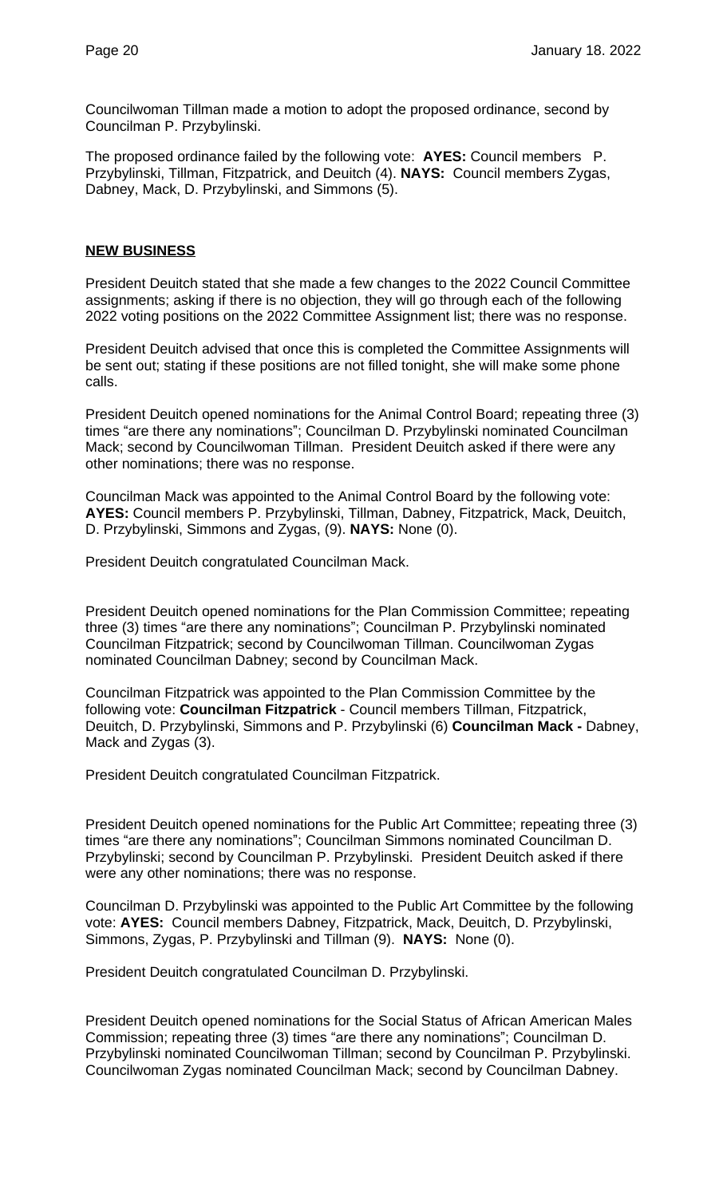Councilwoman Tillman made a motion to adopt the proposed ordinance, second by Councilman P. Przybylinski.

The proposed ordinance failed by the following vote: **AYES:** Council members P. Przybylinski, Tillman, Fitzpatrick, and Deuitch (4). **NAYS:** Council members Zygas, Dabney, Mack, D. Przybylinski, and Simmons (5).

**NEW BUSINESS**

President Deuitch stated that she made a few changes to the 2022 Council Committee assignments; asking if there is no objection, they will go through each of the following 2022 voting positions on the 2022 Committee Assignment list; there was no response.

President Deuitch advised that once this is completed the Committee Assignments will be sent out; stating if these positions are not filled tonight, she will make some phone calls.

President Deuitch opened nominations for the Animal Control Board; repeating three (3) times "are there any nominations"; Councilman D. Przybylinski nominated Councilman Mack; second by Councilwoman Tillman. President Deuitch asked if there were any other nominations; there was no response.

Councilman Mack was appointed to the Animal Control Board by the following vote: **AYES:** Council members P. Przybylinski, Tillman, Dabney, Fitzpatrick, Mack, Deuitch, D. Przybylinski, Simmons and Zygas, (9). **NAYS:** None (0).

President Deuitch congratulated Councilman Mack.

President Deuitch opened nominations for the Plan Commission Committee; repeating three (3) times "are there any nominations"; Councilman P. Przybylinski nominated Councilman Fitzpatrick; second by Councilwoman Tillman. Councilwoman Zygas nominated Councilman Dabney; second by Councilman Mack.

Councilman Fitzpatrick was appointed to the Plan Commission Committee by the following vote: **Councilman Fitzpatrick** - Council members Tillman, Fitzpatrick, Deuitch, D. Przybylinski, Simmons and P. Przybylinski (6) **Councilman Mack -** Dabney, Mack and Zygas (3).

President Deuitch congratulated Councilman Fitzpatrick.

President Deuitch opened nominations for the Public Art Committee; repeating three (3) times "are there any nominations"; Councilman Simmons nominated Councilman D. Przybylinski; second by Councilman P. Przybylinski. President Deuitch asked if there were any other nominations; there was no response.

Councilman D. Przybylinski was appointed to the Public Art Committee by the following vote: **AYES:** Council members Dabney, Fitzpatrick, Mack, Deuitch, D. Przybylinski, Simmons, Zygas, P. Przybylinski and Tillman (9). **NAYS:** None (0).

President Deuitch congratulated Councilman D. Przybylinski.

President Deuitch opened nominations for the Social Status of African American Males Commission; repeating three (3) times "are there any nominations"; Councilman D. Przybylinski nominated Councilwoman Tillman; second by Councilman P. Przybylinski. Councilwoman Zygas nominated Councilman Mack; second by Councilman Dabney.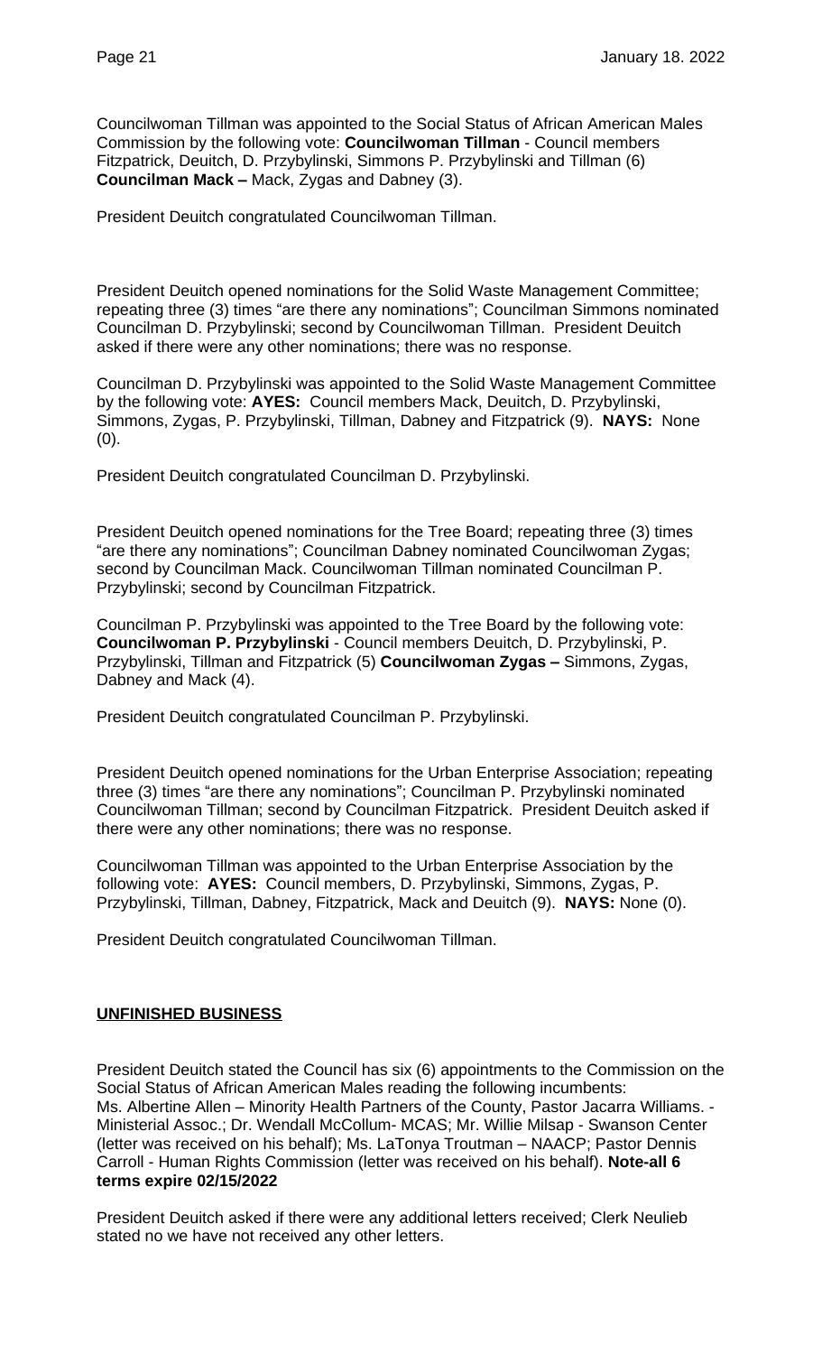Councilwoman Tillman was appointed to the Social Status of African American Males Commission by the following vote: **Councilwoman Tillman** - Council members Fitzpatrick, Deuitch, D. Przybylinski, Simmons P. Przybylinski and Tillman (6) **Councilman Mack –** Mack, Zygas and Dabney (3).

President Deuitch congratulated Councilwoman Tillman.

President Deuitch opened nominations for the Solid Waste Management Committee; repeating three (3) times "are there any nominations"; Councilman Simmons nominated Councilman D. Przybylinski; second by Councilwoman Tillman. President Deuitch asked if there were any other nominations; there was no response.

Councilman D. Przybylinski was appointed to the Solid Waste Management Committee by the following vote: **AYES:** Council members Mack, Deuitch, D. Przybylinski, Simmons, Zygas, P. Przybylinski, Tillman, Dabney and Fitzpatrick (9). **NAYS:** None (0).

President Deuitch congratulated Councilman D. Przybylinski.

President Deuitch opened nominations for the Tree Board; repeating three (3) times "are there any nominations"; Councilman Dabney nominated Councilwoman Zygas; second by Councilman Mack. Councilwoman Tillman nominated Councilman P. Przybylinski; second by Councilman Fitzpatrick.

Councilman P. Przybylinski was appointed to the Tree Board by the following vote: **Councilwoman P. Przybylinski** - Council members Deuitch, D. Przybylinski, P. Przybylinski, Tillman and Fitzpatrick (5) **Councilwoman Zygas –** Simmons, Zygas, Dabney and Mack (4).

President Deuitch congratulated Councilman P. Przybylinski.

President Deuitch opened nominations for the Urban Enterprise Association; repeating three (3) times "are there any nominations"; Councilman P. Przybylinski nominated Councilwoman Tillman; second by Councilman Fitzpatrick. President Deuitch asked if there were any other nominations; there was no response.

Councilwoman Tillman was appointed to the Urban Enterprise Association by the following vote: **AYES:** Council members, D. Przybylinski, Simmons, Zygas, P. Przybylinski, Tillman, Dabney, Fitzpatrick, Mack and Deuitch (9). **NAYS:** None (0).

President Deuitch congratulated Councilwoman Tillman.

## UNFINISHED BUSINESS

President Deuitch stated the Council has six (6) appointments to the Commission on the Social Status of African American Males reading the following incumbents: Ms. Albertine Allen – Minority Health Partners of the County, Pastor Jacarra Williams. - Ministerial Assoc.; Dr. Wendall McCollum- MCAS; Mr. Willie Milsap - Swanson Center (letter was received on his behalf); Ms. LaTonya Troutman – NAACP; Pastor Dennis Carroll - Human Rights Commission (letter was received on his behalf). **Note-all 6 terms expire 02/15/2022**

President Deuitch asked if there were any additional letters received; Clerk Neulieb stated no we have not received any other letters.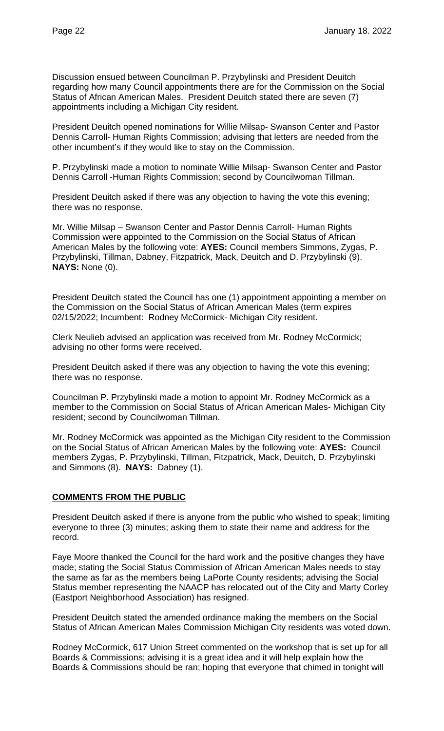Discussion ensued between Councilman P. Przybylinski and President Deuitch regarding how many Council appointments there are for the Commission on the Social Status of African American Males. President Deuitch stated there are seven (7) appointments including a Michigan City resident.

President Deuitch opened nominations for Willie Milsap- Swanson Center and Pastor Dennis Carroll- Human Rights Commission; advising that letters are needed from the other incumbent's if they would like to stay on the Commission.

P. Przybylinski made a motion to nominate Willie Milsap- Swanson Center and Pastor Dennis Carroll -Human Rights Commission; second by Councilwoman Tillman.

President Deuitch asked if there was any objection to having the vote this evening; there was no response.

Mr. Willie Milsap – Swanson Center and Pastor Dennis Carroll- Human Rights Commission were appointed to the Commission on the Social Status of African American Males by the following vote: **AYES:** Council members Simmons, Zygas, P. Przybylinski, Tillman, Dabney, Fitzpatrick, Mack, Deuitch and D. Przybylinski (9). **NAYS:** None (0).

President Deuitch stated the Council has one (1) appointment appointing a member on the Commission on the Social Status of African American Males (term expires 02/15/2022; Incumbent: Rodney McCormick- Michigan City resident.

Clerk Neulieb advised an application was received from Mr. Rodney McCormick; advising no other forms were received.

President Deuitch asked if there was any objection to having the vote this evening; there was no response.

Councilman P. Przybylinski made a motion to appoint Mr. Rodney McCormick as a member to the Commission on Social Status of African American Males- Michigan City resident; second by Councilwoman Tillman.

Mr. Rodney McCormick was appointed as the Michigan City resident to the Commission on the Social Status of African American Males by the following vote: **AYES:** Council members Zygas, P. Przybylinski, Tillman, Fitzpatrick, Mack, Deuitch, D. Przybylinski and Simmons (8). **NAYS:** Dabney (1).

## COMMENTS FROM THE PUBLIC

President Deuitch asked if there is anyone from the public who wished to speak; limiting everyone to three (3) minutes; asking them to state their name and address for the record.

Faye Moore thanked the Council for the hard work and the positive changes they have made; stating the Social Status Commission of African American Males needs to stay the same as far as the members being LaPorte County residents; advising the Social Status member representing the NAACP has relocated out of the City and Marty Corley (Eastport Neighborhood Association) has resigned.

President Deuitch stated the amended ordinance making the members on the Social Status of African American Males Commission Michigan City residents was voted down.

Rodney McCormick, 617 Union Street commented on the workshop that is set up for all Boards & Commissions; advising it is a great idea and it will help explain how the Boards & Commissions should be ran; hoping that everyone that chimed in tonight will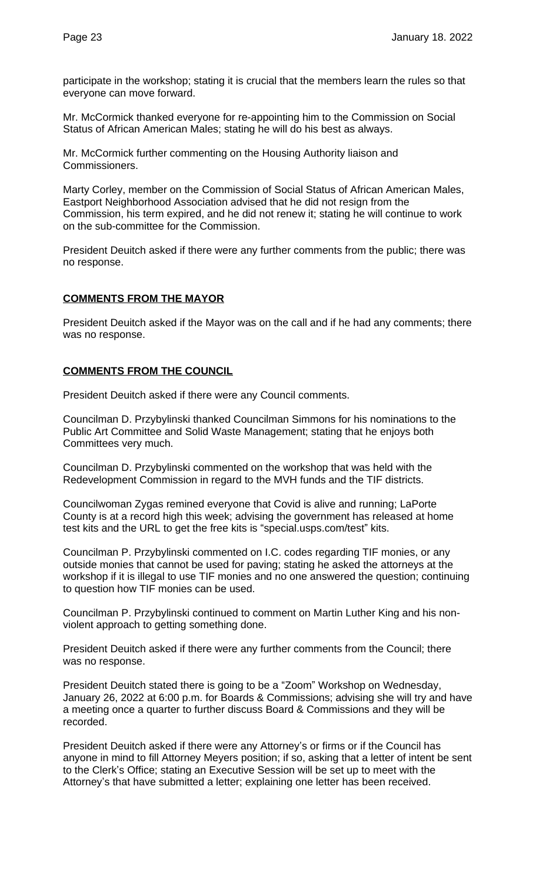participate in the workshop; stating it is crucial that the members learn the rules so that everyone can move forward.

Mr. McCormick thanked everyone for re-appointing him to the Commission on Social Status of African American Males; stating he will do his best as always.

Mr. McCormick further commenting on the Housing Authority liaison and Commissioners.

Marty Corley, member on the Commission of Social Status of African American Males, Eastport Neighborhood Association advised that he did not resign from the Commission, his term expired, and he did not renew it; stating he will continue to work on the sub-committee for the Commission.

President Deuitch asked if there were any further comments from the public; there was no response.

**COMMENTS FROM THE MAYOR**

President Deuitch asked if the Mayor was on the call and if he had any comments; there was no response.

**COMMENTS FROM THE COUNCIL**

President Deuitch asked if there were any Council comments.

Councilman D. Przybylinski thanked Councilman Simmons for his nominations to the Public Art Committee and Solid Waste Management; stating that he enjoys both Committees very much.

Councilman D. Przybylinski commented on the workshop that was held with the Redevelopment Commission in regard to the MVH funds and the TIF districts.

Councilwoman Zygas remined everyone that Covid is alive and running; LaPorte County is at a record high this week; advising the government has released at home test kits and the URL to get the free kits is "special.usps.com/test" kits.

Councilman P. Przybylinski commented on I.C. codes regarding TIF monies, or any outside monies that cannot be used for paving; stating he asked the attorneys at the workshop if it is illegal to use TIF monies and no one answered the question; continuing to question how TIF monies can be used.

Councilman P. Przybylinski continued to comment on Martin Luther King and his non-violent approach to getting something done.

President Deuitch asked if there were any further comments from the Council; there was no response.

President Deuitch stated there is going to be a "Zoom" Workshop on Wednesday, January 26, 2022 at 6:00 p.m. for Boards & Commissions; advising she will try and have a meeting once a quarter to further discuss Board & Commissions and they will be recorded.

President Deuitch asked if there were any Attorney's or firms or if the Council has anyone in mind to fill Attorney Meyers position; if so, asking that a letter of intent be sent to the Clerk's Office; stating an Executive Session will be set up to meet with the Attorney's that have submitted a letter; explaining one letter has been received.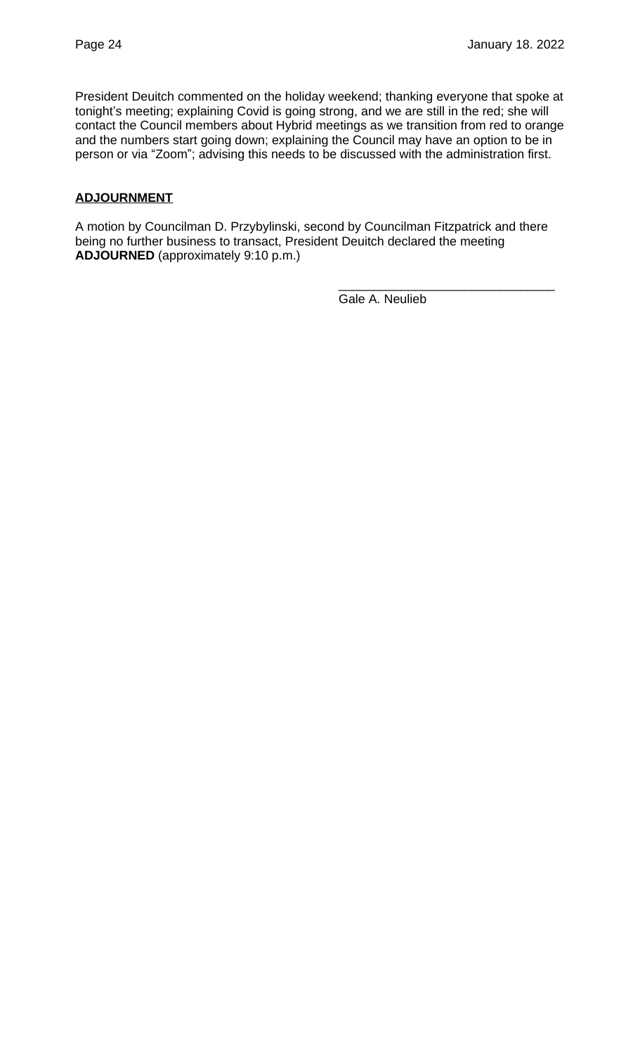President Deuitch commented on the holiday weekend; thanking everyone that spoke at tonight's meeting; explaining Covid is going strong, and we are still in the red; she will contact the Council members about Hybrid meetings as we transition from red to orange and the numbers start going down; explaining the Council may have an option to be in person or via "Zoom"; advising this needs to be discussed with the administration first.

**ADJOURNMENT**

A motion by Councilman D. Przybylinski, second by Councilman Fitzpatrick and there being no further business to transact, President Deuitch declared the meeting **ADJOURNED** (approximately 9:10 p.m.)

\_\_\_\_\_\_\_\_\_\_\_\_\_\_\_\_\_\_\_\_\_\_\_\_\_\_\_\_\_\_\_\_

Gale A. Neulieb